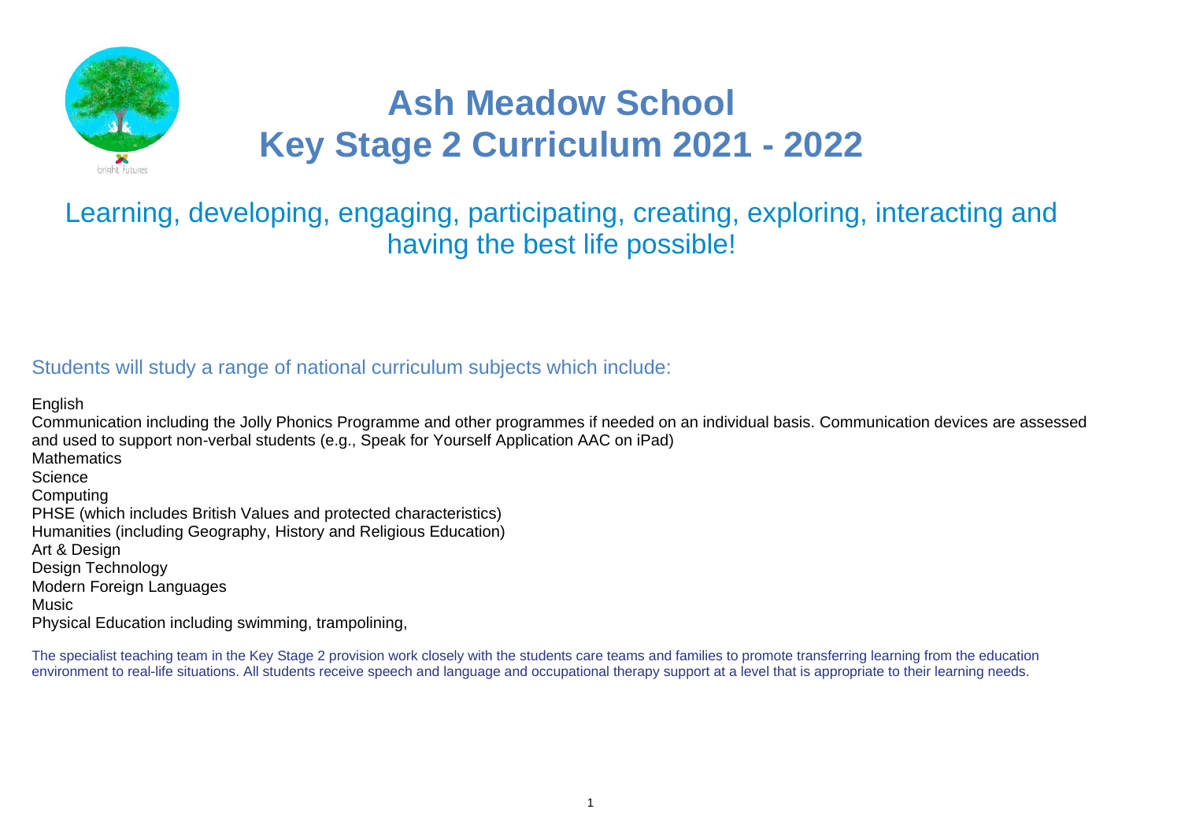# Ash Meadow School
# Key Stage 2 Curriculum 2021 - 2022

## Learning, developing, engaging, participating, creating, exploring, interacting and having the best life possible!

### Students will study a range of national curriculum subjects which include:

English
Communication including the Jolly Phonics Programme and other programmes if needed on an individual basis. Communication devices are assessed and used to support non-verbal students (e.g., Speak for Yourself Application AAC on iPad)
Mathematics
Science
Computing
PHSE (which includes British Values and protected characteristics)
Humanities (including Geography, History and Religious Education)
Art & Design
Design Technology
Modern Foreign Languages
Music
Physical Education including swimming, trampolining,

The specialist teaching team in the Key Stage 2 provision work closely with the students care teams and families to promote transferring learning from the education environment to real-life situations. All students receive speech and language and occupational therapy support at a level that is appropriate to their learning needs.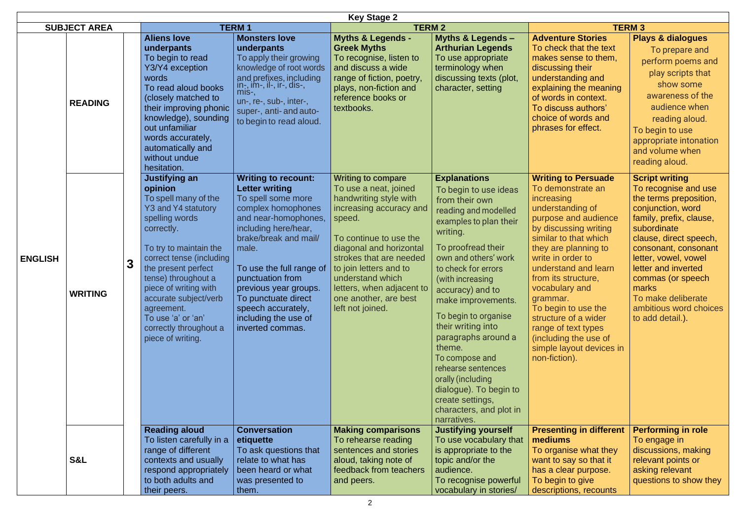| Key Stage 2 | | | | | | | | |
|---|---|---|---|---|---|---|---|---|
| SUBJECT AREA | | | TERM 1 | | TERM 2 | | TERM 3 | |
| ENGLISH | READING | 3 | **Aliens love underpants** To begin to read Y3/Y4 exception words To read aloud books (closely matched to their improving phonic knowledge), sounding out unfamiliar words accurately, automatically and without undue hesitation. | **Monsters love underpants** To apply their growing knowledge of root words and prefixes, including in-, im-, il-, ir-, dis-, mis-, un-, re-, sub-, inter-, super-, anti- and auto- to begin to read aloud. | **Myths & Legends - Greek Myths** To recognise, listen to and discuss a wide range of fiction, poetry, plays, non-fiction and reference books or textbooks. | **Myths & Legends – Arthurian Legends** To use appropriate terminology when discussing texts (plot, character, setting | **Adventure Stories** To check that the text makes sense to them, discussing their understanding and explaining the meaning of words in context. To discuss authors' choice of words and phrases for effect. | **Plays & dialogues** To prepare and perform poems and play scripts that show some awareness of the audience when reading aloud. To begin to use appropriate intonation and volume when reading aloud. |
| | WRITING | | **Justifying an opinion** To spell many of the Y3 and Y4 statutory spelling words correctly. To try to maintain the correct tense (including the present perfect tense) throughout a piece of writing with accurate subject/verb agreement. To use 'a' or 'an' correctly throughout a piece of writing. | **Writing to recount: Letter writing** To spell some more complex homophones and near-homophones, including here/hear, brake/break and mail/male. To use the full range of punctuation from previous year groups. To punctuate direct speech accurately, including the use of inverted commas. | **Writing to compare** To use a neat, joined handwriting style with increasing accuracy and speed. To continue to use the diagonal and horizontal strokes that are needed to join letters and to understand which letters, when adjacent to one another, are best left not joined. | **Explanations** To begin to use ideas from their own reading and modelled examples to plan their writing. To proofread their own and others' work to check for errors (with increasing accuracy) and to make improvements. To begin to organise their writing into paragraphs around a theme. To compose and rehearse sentences orally (including dialogue). To begin to create settings, characters, and plot in narratives. | **Writing to Persuade** To demonstrate an increasing understanding of purpose and audience by discussing writing similar to that which they are planning to write in order to understand and learn from its structure, vocabulary and grammar. To begin to use the structure of a wider range of text types (including the use of simple layout devices in non-fiction). | **Script writing** To recognise and use the terms preposition, conjunction, word family, prefix, clause, subordinate clause, direct speech, consonant, consonant letter, vowel, vowel letter and inverted commas (or speech marks To make deliberate ambitious word choices to add detail.). |
| | S&L | | **Reading aloud** To listen carefully in a range of different contexts and usually respond appropriately to both adults and their peers. | **Conversation etiquette** To ask questions that relate to what has been heard or what was presented to them. | **Making comparisons** To rehearse reading sentences and stories aloud, taking note of feedback from teachers and peers. | **Justifying yourself** To use vocabulary that is appropriate to the topic and/or the audience. To recognise powerful vocabulary in stories/ | **Presenting in different mediums** To organise what they want to say so that it has a clear purpose. To begin to give descriptions, recounts | **Performing in role** To engage in discussions, making relevant points or asking relevant questions to show they |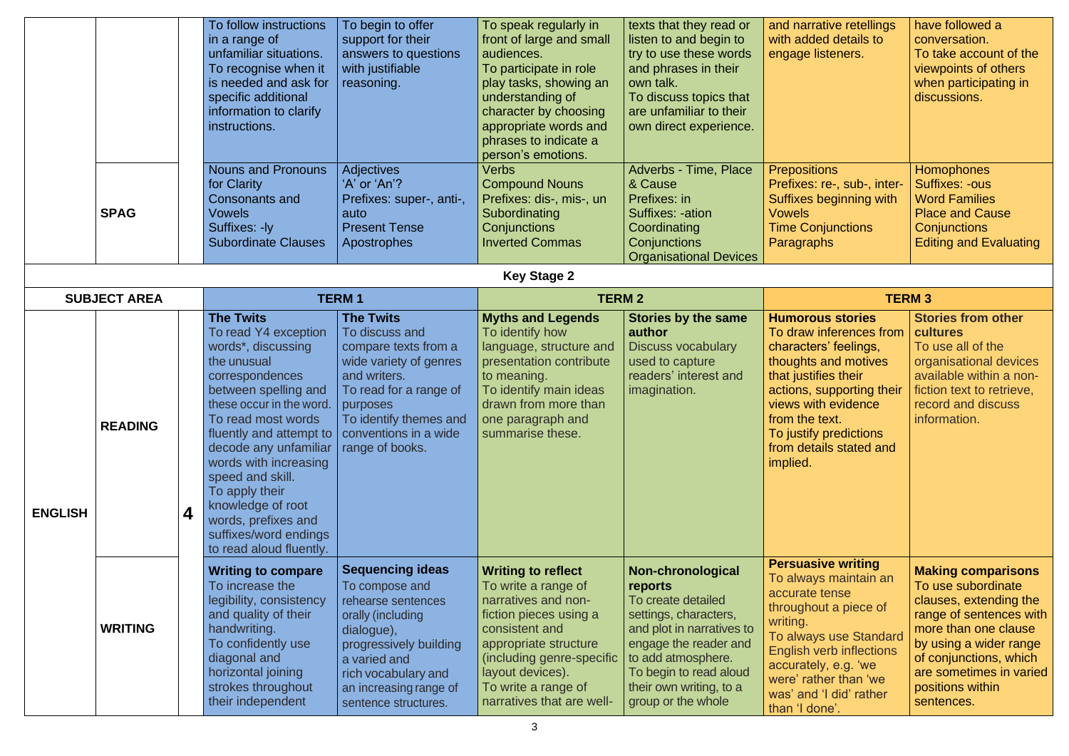| | | | | | | | | |
|---|---|---|---|---|---|---|---|---|
| | | | To follow instructions in a range of unfamiliar situations. To recognise when it is needed and ask for specific additional information to clarify instructions. | To begin to offer support for their answers to questions with justifiable reasoning. | To speak regularly in front of large and small audiences. To participate in role play tasks, showing an understanding of character by choosing appropriate words and phrases to indicate a person's emotions. | texts that they read or listen to and begin to try to use these words and phrases in their own talk. To discuss topics that are unfamiliar to their own direct experience. | and narrative retellings with added details to engage listeners. | have followed a conversation. To take account of the viewpoints of others when participating in discussions. |
| | **SPAG** | | Nouns and Pronouns for Clarity<br>Consonants and Vowels<br>Suffixes: -ly<br>Subordinate Clauses | Adjectives<br>'A' or 'An'?<br>Prefixes: super-, anti-, auto<br>Present Tense<br>Apostrophes | Verbs<br>Compound Nouns<br>Prefixes: dis-, mis-, un<br>Subordinating Conjunctions<br>Inverted Commas | Adverbs - Time, Place & Cause<br>Prefixes: in<br>Suffixes: -ation<br>Coordinating Conjunctions<br>Organisational Devices | Prepositions<br>Prefixes: re-, sub-, inter-<br>Suffixes beginning with Vowels<br>Time Conjunctions<br>Paragraphs | Homophones<br>Suffixes: -ous<br>Word Families<br>Place and Cause Conjunctions<br>Editing and Evaluating |
| **Key Stage 2** | | | | | | | | |
| **SUBJECT AREA** | | | **TERM 1** | | **TERM 2** | | **TERM 3** | |
| **ENGLISH** | **READING** | **4** | **The Twits**<br>To read Y4 exception words*, discussing the unusual correspondences between spelling and these occur in the word. To read most words fluently and attempt to decode any unfamiliar words with increasing speed and skill. To apply their knowledge of root words, prefixes and suffixes/word endings to read aloud fluently. | **The Twits**<br>To discuss and compare texts from a wide variety of genres and writers. To read for a range of purposes To identify themes and conventions in a wide range of books. | **Myths and Legends**<br>To identify how language, structure and presentation contribute to meaning. To identify main ideas drawn from more than one paragraph and summarise these. | **Stories by the same author**<br>Discuss vocabulary used to capture readers' interest and imagination. | **Humorous stories**<br>To draw inferences from characters' feelings, thoughts and motives that justifies their actions, supporting their views with evidence from the text. To justify predictions from details stated and implied. | **Stories from other cultures**<br>To use all of the organisational devices available within a non-fiction text to retrieve, record and discuss information. |
| | **WRITING** | | **Writing to compare**<br>To increase the legibility, consistency and quality of their handwriting. To confidently use diagonal and horizontal joining strokes throughout their independent | **Sequencing ideas**<br>To compose and rehearse sentences orally (including dialogue), progressively building a varied and rich vocabulary and an increasing range of sentence structures. | **Writing to reflect**<br>To write a range of narratives and non-fiction pieces using a consistent and appropriate structure (including genre-specific layout devices). To write a range of narratives that are well- | **Non-chronological reports**<br>To create detailed settings, characters, and plot in narratives to engage the reader and to add atmosphere. To begin to read aloud their own writing, to a group or the whole | **Persuasive writing**<br>To always maintain an accurate tense throughout a piece of writing. To always use Standard English verb inflections accurately, e.g. 'we were' rather than 'we was' and 'I did' rather than 'I done'. | **Making comparisons**<br>To use subordinate clauses, extending the range of sentences with more than one clause by using a wider range of conjunctions, which are sometimes in varied positions within sentences. |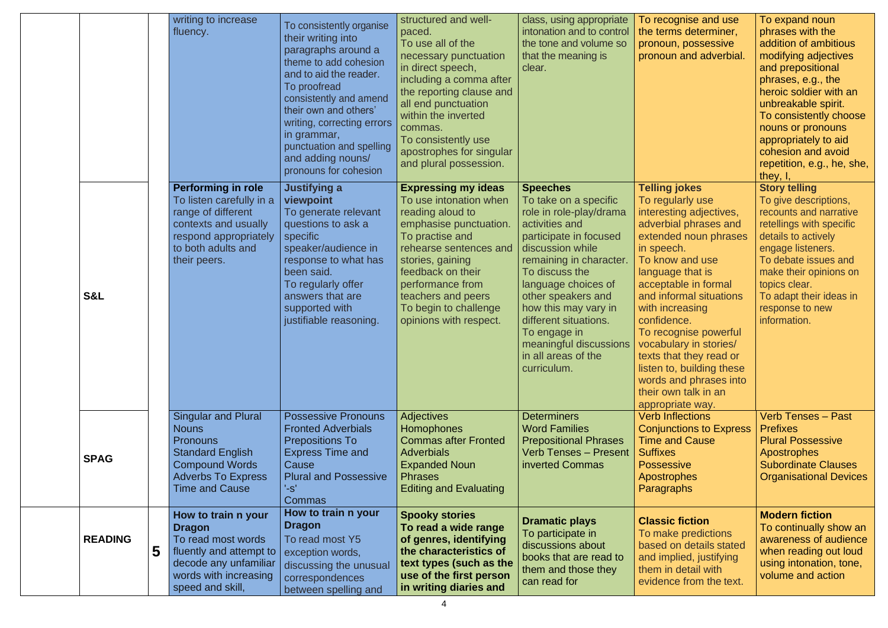| | | | | | | | | |
|---|---|---|---|---|---|---|---|---|
| | | | writing to increase fluency. | To consistently organise their writing into paragraphs around a theme to add cohesion and to aid the reader. To proofread consistently and amend their own and others' writing, correcting errors in grammar, punctuation and spelling and adding nouns/ pronouns for cohesion | structured and well-paced. To use all of the necessary punctuation in direct speech, including a comma after the reporting clause and all end punctuation within the inverted commas. To consistently use apostrophes for singular and plural possession. | class, using appropriate intonation and to control the tone and volume so that the meaning is clear. | To recognise and use the terms determiner, pronoun, possessive pronoun and adverbial. | To expand noun phrases with the addition of ambitious modifying adjectives and prepositional phrases, e.g., the heroic soldier with an unbreakable spirit. To consistently choose nouns or pronouns appropriately to aid cohesion and avoid repetition, e.g., he, she, they, I, |
| | **S&L** | | **Performing in role** To listen carefully in a range of different contexts and usually respond appropriately to both adults and their peers. | **Justifying a viewpoint** To generate relevant questions to ask a specific speaker/audience in response to what has been said. To regularly offer answers that are supported with justifiable reasoning. | **Expressing my ideas** To use intonation when reading aloud to emphasise punctuation. To practise and rehearse sentences and stories, gaining feedback on their performance from teachers and peers To begin to challenge opinions with respect. | **Speeches** To take on a specific role in role-play/drama activities and participate in focused discussion while remaining in character. To discuss the language choices of other speakers and how this may vary in different situations. To engage in meaningful discussions in all areas of the curriculum. | **Telling jokes** To regularly use interesting adjectives, adverbial phrases and extended noun phrases in speech. To know and use language that is acceptable in formal and informal situations with increasing confidence. To recognise powerful vocabulary in stories/ texts that they read or listen to, building these words and phrases into their own talk in an appropriate way. | **Story telling** To give descriptions, recounts and narrative retellings with specific details to actively engage listeners. To debate issues and make their opinions on topics clear. To adapt their ideas in response to new information. |
| | **SPAG** | | Singular and Plural Nouns<br>Pronouns<br>Standard English<br>Compound Words<br>Adverbs To Express Time and Cause | Possessive Pronouns<br>Fronted Adverbials<br>Prepositions To Express Time and Cause<br>Plural and Possessive '-s'<br>Commas | Adjectives<br>Homophones<br>Commas after Fronted Adverbials<br>Expanded Noun Phrases<br>Editing and Evaluating | Determiners<br>Word Families<br>Prepositional Phrases<br>Verb Tenses – Present inverted Commas | Verb Inflections<br>Conjunctions to Express Time and Cause<br>Suffixes<br>Possessive Apostrophes<br>Paragraphs | Verb Tenses – Past<br>Prefixes<br>Plural Possessive Apostrophes<br>Subordinate Clauses<br>Organisational Devices |
| | **READING** | **5** | **How to train n your Dragon** To read most words fluently and attempt to decode any unfamiliar words with increasing speed and skill, | **How to train n your Dragon** To read most Y5 exception words, discussing the unusual correspondences between spelling and | **Spooky stories** **To read a wide range of genres, identifying the characteristics of text types (such as the use of the first person in writing diaries and** | **Dramatic plays** To participate in discussions about books that are read to them and those they can read for | **Classic fiction** To make predictions based on details stated and implied, justifying them in detail with evidence from the text. | **Modern fiction** To continually show an awareness of audience when reading out loud using intonation, tone, volume and action |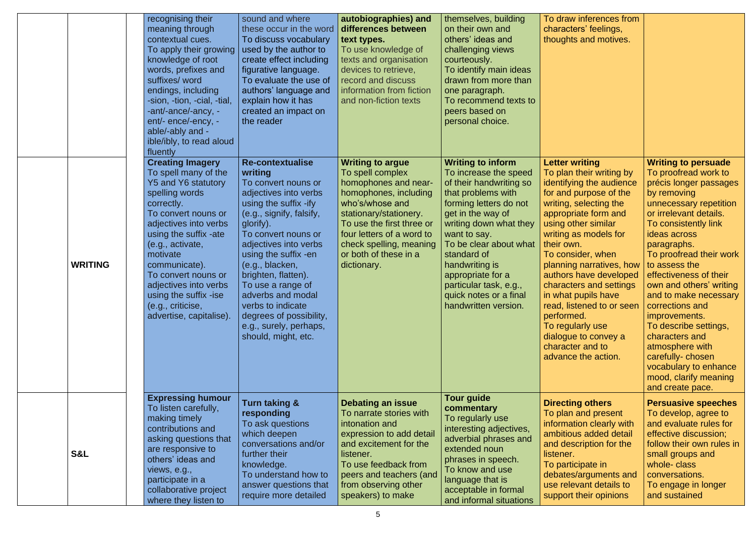| | | | | | | | | |
|---|---|---|---|---|---|---|---|---|
| | | | recognising their meaning through contextual cues. To apply their growing knowledge of root words, prefixes and suffixes/ word endings, including -sion, -tion, -cial, -tial, -ant/-ance/-ancy, -ent/- ence/-ency, -able/-ably and -ible/ibly, to read aloud fluently | sound and where these occur in the word To discuss vocabulary used by the author to create effect including figurative language. To evaluate the use of authors' language and explain how it has created an impact on the reader | **autobiographies) and differences between text types.** To use knowledge of texts and organisation devices to retrieve, record and discuss information from fiction and non-fiction texts | themselves, building on their own and others' ideas and challenging views courteously. To identify main ideas drawn from more than one paragraph. To recommend texts to peers based on personal choice. | To draw inferences from characters' feelings, thoughts and motives. | |
| | **WRITING** | | **Creating Imagery** To spell many of the Y5 and Y6 statutory spelling words correctly. To convert nouns or adjectives into verbs using the suffix -ate (e.g., activate, motivate communicate). To convert nouns or adjectives into verbs using the suffix -ise (e.g., criticise, advertise, capitalise). | **Re-contextualise writing** To convert nouns or adjectives into verbs using the suffix -ify (e.g., signify, falsify, glorify). To convert nouns or adjectives into verbs using the suffix -en (e.g., blacken, brighten, flatten). To use a range of adverbs and modal verbs to indicate degrees of possibility, e.g., surely, perhaps, should, might, etc. | **Writing to argue** To spell complex homophones and near-homophones, including who's/whose and stationary/stationery. To use the first three or four letters of a word to check spelling, meaning or both of these in a dictionary. | **Writing to inform** To increase the speed of their handwriting so that problems with forming letters do not get in the way of writing down what they want to say. To be clear about what standard of handwriting is appropriate for a particular task, e.g., quick notes or a final handwritten version. | **Letter writing** To plan their writing by identifying the audience for and purpose of the writing, selecting the appropriate form and using other similar writing as models for their own. To consider, when planning narratives, how authors have developed characters and settings in what pupils have read, listened to or seen performed. To regularly use dialogue to convey a character and to advance the action. | **Writing to persuade** To proofread work to précis longer passages by removing unnecessary repetition or irrelevant details. To consistently link ideas across paragraphs. To proofread their work to assess the effectiveness of their own and others' writing and to make necessary corrections and improvements. To describe settings, characters and atmosphere with carefully- chosen vocabulary to enhance mood, clarify meaning and create pace. |
| | **S&L** | | **Expressing humour** To listen carefully, making timely contributions and asking questions that are responsive to others' ideas and views, e.g., participate in a collaborative project where they listen to | **Turn taking & responding** To ask questions which deepen conversations and/or further their knowledge. To understand how to answer questions that require more detailed | **Debating an issue** To narrate stories with intonation and expression to add detail and excitement for the listener. To use feedback from peers and teachers (and from observing other speakers) to make | **Tour guide commentary** To regularly use interesting adjectives, adverbial phrases and extended noun phrases in speech. To know and use language that is acceptable in formal and informal situations | **Directing others** To plan and present information clearly with ambitious added detail and description for the listener. To participate in debates/arguments and use relevant details to support their opinions | **Persuasive speeches** To develop, agree to and evaluate rules for effective discussion; follow their own rules in small groups and whole- class conversations. To engage in longer and sustained |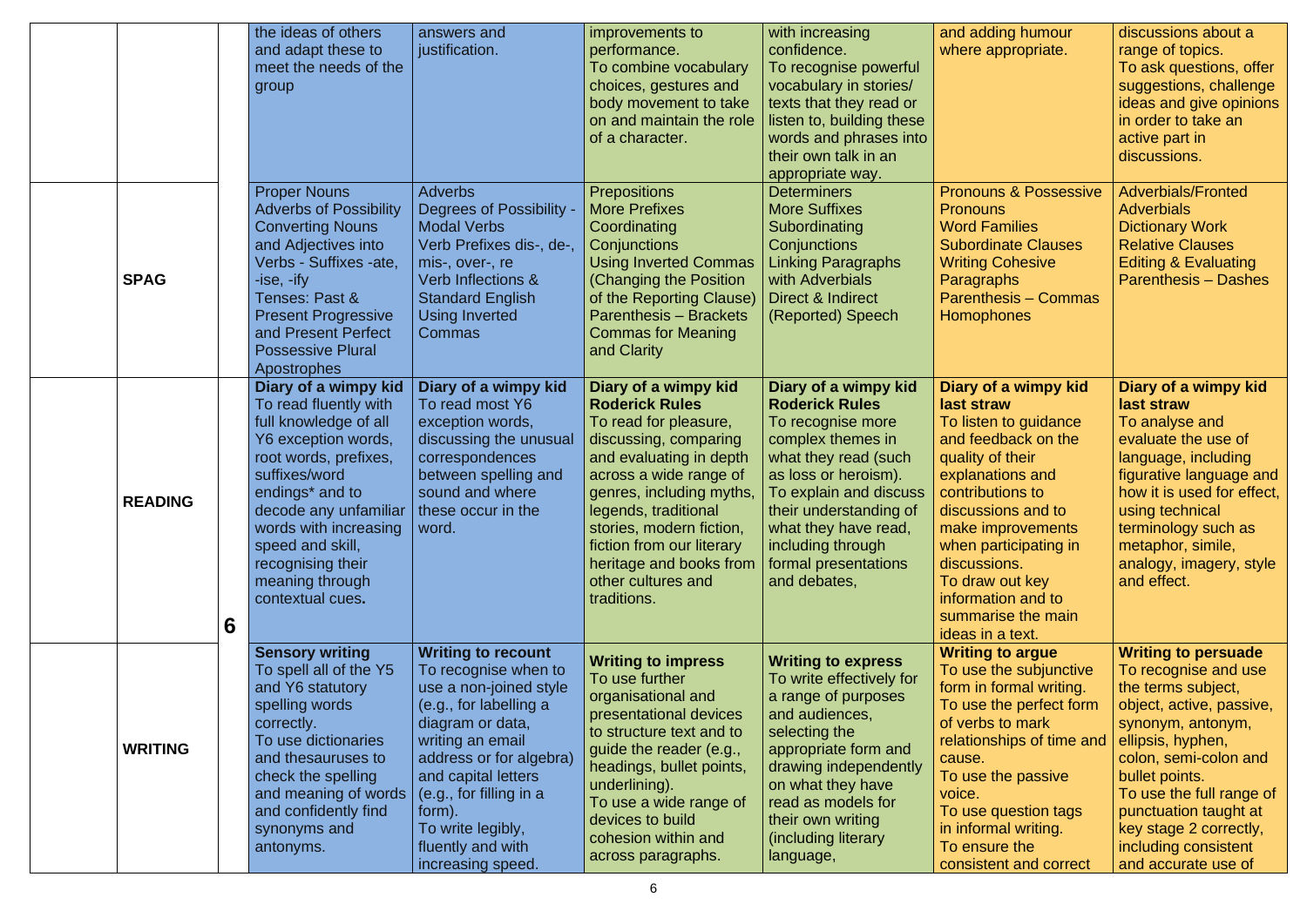| | | | | | | | |
|---|---|---|---|---|---|---|---|
| | | the ideas of others and adapt these to meet the needs of the group | answers and justification. | improvements to performance. To combine vocabulary choices, gestures and body movement to take on and maintain the role of a character. | with increasing confidence. To recognise powerful vocabulary in stories/ texts that they read or listen to, building these words and phrases into their own talk in an appropriate way. | and adding humour where appropriate. | discussions about a range of topics. To ask questions, offer suggestions, challenge ideas and give opinions in order to take an active part in discussions. |
| **SPAG** | | Proper Nouns<br>Adverbs of Possibility<br>Converting Nouns and Adjectives into Verbs - Suffixes -ate, -ise, -ify<br>Tenses: Past & Present Progressive and Present Perfect<br>Possessive Plural Apostrophes | Adverbs<br>Degrees of Possibility - Modal Verbs<br>Verb Prefixes dis-, de-, mis-, over-, re<br>Verb Inflections & Standard English<br>Using Inverted Commas | Prepositions<br>More Prefixes<br>Coordinating Conjunctions<br>Using Inverted Commas (Changing the Position of the Reporting Clause)<br>Parenthesis – Brackets<br>Commas for Meaning and Clarity | Determiners<br>More Suffixes<br>Subordinating Conjunctions<br>Linking Paragraphs with Adverbials<br>Direct & Indirect (Reported) Speech | Pronouns & Possessive Pronouns<br>Word Families<br>Subordinate Clauses<br>Writing Cohesive Paragraphs<br>Parenthesis – Commas<br>Homophones | Adverbials/Fronted Adverbials<br>Dictionary Work<br>Relative Clauses<br>Editing & Evaluating<br>Parenthesis – Dashes |
| **READING** | 6 | **Diary of a wimpy kid**<br>To read fluently with full knowledge of all Y6 exception words, root words, prefixes, suffixes/word endings* and to decode any unfamiliar words with increasing speed and skill, recognising their meaning through contextual cues**.** | **Diary of a wimpy kid**<br>To read most Y6 exception words, discussing the unusual correspondences between spelling and sound and where these occur in the word. | **Diary of a wimpy kid Roderick Rules**<br>To read for pleasure, discussing, comparing and evaluating in depth across a wide range of genres, including myths, legends, traditional stories, modern fiction, fiction from our literary heritage and books from other cultures and traditions. | **Diary of a wimpy kid Roderick Rules**<br>To recognise more complex themes in what they read (such as loss or heroism). To explain and discuss their understanding of what they have read, including through formal presentations and debates, | **Diary of a wimpy kid last straw**<br>To listen to guidance and feedback on the quality of their explanations and contributions to discussions and to make improvements when participating in discussions. To draw out key information and to summarise the main ideas in a text. | **Diary of a wimpy kid last straw**<br>To analyse and evaluate the use of language, including figurative language and how it is used for effect, using technical terminology such as metaphor, simile, analogy, imagery, style and effect. |
| **WRITING** | | **Sensory writing**<br>To spell all of the Y5 and Y6 statutory spelling words correctly. To use dictionaries and thesauruses to check the spelling and meaning of words and confidently find synonyms and antonyms. | **Writing to recount**<br>To recognise when to use a non-joined style (e.g., for labelling a diagram or data, writing an email address or for algebra) and capital letters (e.g., for filling in a form). To write legibly, fluently and with increasing speed. | **Writing to impress**<br>To use further organisational and presentational devices to structure text and to guide the reader (e.g., headings, bullet points, underlining). To use a wide range of devices to build cohesion within and across paragraphs. | **Writing to express**<br>To write effectively for a range of purposes and audiences, selecting the appropriate form and drawing independently on what they have read as models for their own writing (including literary language, | **Writing to argue**<br>To use the subjunctive form in formal writing. To use the perfect form of verbs to mark relationships of time and cause. To use the passive voice. To use question tags in informal writing. To ensure the consistent and correct | **Writing to persuade**<br>To recognise and use the terms subject, object, active, passive, synonym, antonym, ellipsis, hyphen, colon, semi-colon and bullet points. To use the full range of punctuation taught at key stage 2 correctly, including consistent and accurate use of |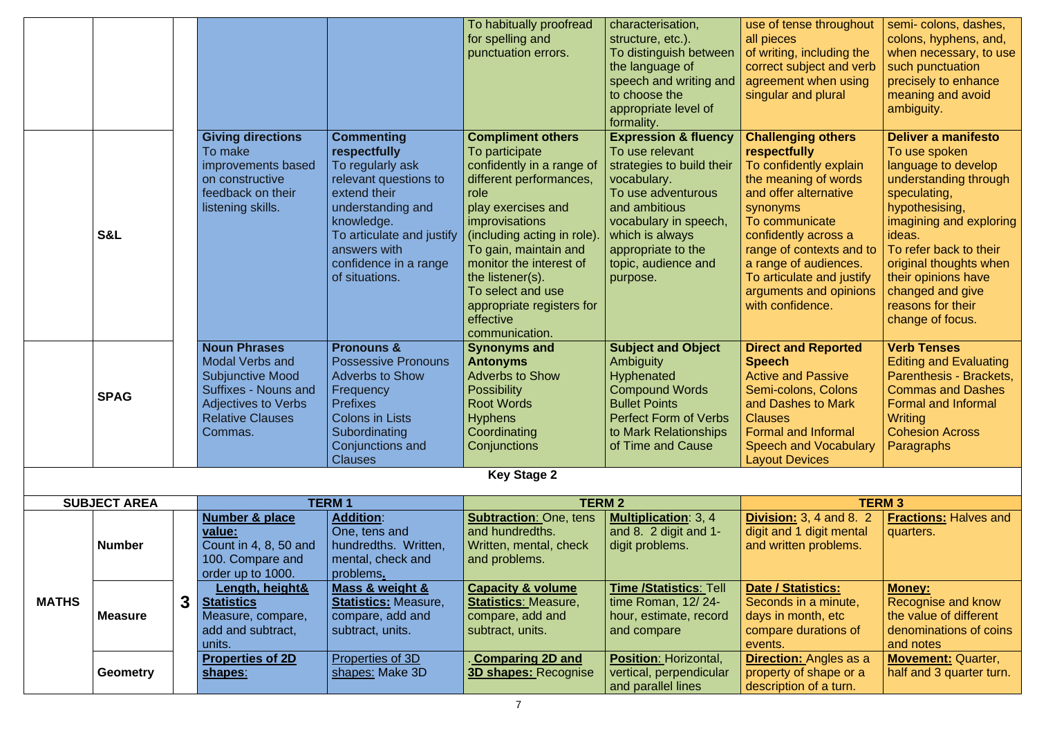| | | | | | | | | |
|---|---|---|---|---|---|---|---|---|
| | | | | | To habitually proofread for spelling and punctuation errors. | characterisation, structure, etc.). To distinguish between the language of speech and writing and to choose the appropriate level of formality. | use of tense throughout all pieces of writing, including the correct subject and verb agreement when using singular and plural | semi- colons, dashes, colons, hyphens, and, when necessary, to use such punctuation precisely to enhance meaning and avoid ambiguity. |
| | **S&L** | | **Giving directions** To make improvements based on constructive feedback on their listening skills. | **Commenting respectfully** To regularly ask relevant questions to extend their understanding and knowledge. To articulate and justify answers with confidence in a range of situations. | **Compliment others** To participate confidently in a range of different performances, role play exercises and improvisations (including acting in role). To gain, maintain and monitor the interest of the listener(s). To select and use appropriate registers for effective communication. | **Expression & fluency** To use relevant strategies to build their vocabulary. To use adventurous and ambitious vocabulary in speech, which is always appropriate to the topic, audience and purpose. | **Challenging others respectfully** To confidently explain the meaning of words and offer alternative synonyms To communicate confidently across a range of contexts and to a range of audiences. To articulate and justify arguments and opinions with confidence. | **Deliver a manifesto** To use spoken language to develop understanding through speculating, hypothesising, imagining and exploring ideas. To refer back to their original thoughts when their opinions have changed and give reasons for their change of focus. |
| | **SPAG** | | **Noun Phrases** Modal Verbs and Subjunctive Mood Suffixes - Nouns and Adjectives to Verbs Relative Clauses Commas. | **Pronouns &** Possessive Pronouns Adverbs to Show Frequency Prefixes Colons in Lists Subordinating Conjunctions and Clauses | **Synonyms and Antonyms** Adverbs to Show Possibility Root Words Hyphens Coordinating Conjunctions | **Subject and Object** Ambiguity Hyphenated Compound Words Bullet Points Perfect Form of Verbs to Mark Relationships of Time and Cause | **Direct and Reported Speech** Active and Passive Semi-colons, Colons and Dashes to Mark Clauses Formal and Informal Speech and Vocabulary Layout Devices | **Verb Tenses** Editing and Evaluating Parenthesis - Brackets, Commas and Dashes Formal and Informal Writing Cohesion Across Paragraphs |

**Key Stage 2**

| SUBJECT AREA | | | TERM 1 | | TERM 2 | | TERM 3 | |
|---|---|---|---|---|---|---|---|---|
| **MATHS** | **Number** | **3** | **Number & place value:** Count in 4, 8, 50 and 100. Compare and order up to 1000. | **Addition**: One, tens and hundredths. Written, mental, check and problems**.** | **Subtraction**: One, tens and hundredths. Written, mental, check and problems. | **Multiplication**: 3, 4 and 8. 2 digit and 1-digit problems. | **Division:** 3, 4 and 8. 2 digit and 1 digit mental and written problems. | **Fractions:** Halves and quarters. |
| | **Measure** | | **Length, height& Statistics** Measure, compare, add and subtract, units. | **Mass & weight & Statistics:** Measure, compare, add and subtract, units. | **Capacity & volume Statistics**: Measure, compare, add and subtract, units. | **Time /Statistics**: Tell time Roman, 12/ 24-hour, estimate, record and compare | **Date / Statistics:** Seconds in a minute, days in month, etc compare durations of events. | **Money:** Recognise and know the value of different denominations of coins and notes |
| | **Geometry** | | **Properties of 2D shapes**: | Properties of 3D shapes: Make 3D | . **Comparing 2D and 3D shapes:** Recognise | **Position**: Horizontal, vertical, perpendicular and parallel lines | **Direction:** Angles as a property of shape or a description of a turn. | **Movement:** Quarter, half and 3 quarter turn. |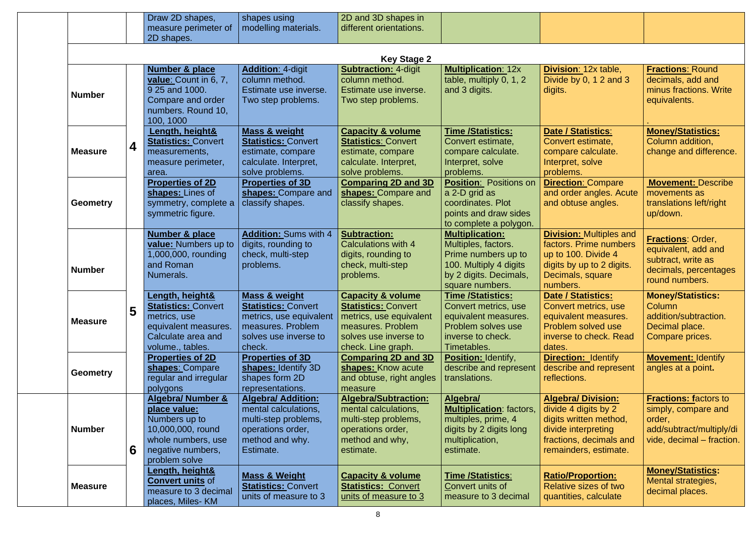| | | | | | | | | |
|---|---|---|---|---|---|---|---|---|
| | | | Draw 2D shapes, measure perimeter of 2D shapes. | shapes using modelling materials. | 2D and 3D shapes in different orientations. | | | |
| **Key Stage 2** | | | | | | | | |
| | Number | 4 | **Number & place value**: Count in 6, 7, 9 25 and 1000. Compare and order numbers. Round 10, 100, 1000 | **Addition**: 4-digit column method. Estimate use inverse. Two step problems. | **Subtraction:** 4-digit column method. Estimate use inverse. Two step problems. | **Multiplication**: 12x table, multiply 0, 1, 2 and 3 digits. | **Division**: 12x table, Divide by 0, 1 2 and 3 digits. | **Fractions**: Round decimals, add and minus fractions. Write equivalents. . |
| | Measure | | **Length, height& Statistics:** Convert measurements, measure perimeter, area. | **Mass & weight Statistics:** Convert estimate, compare calculate. Interpret, solve problems. | **Capacity & volume Statistics**: Convert estimate, compare calculate. Interpret, solve problems. | **Time /Statistics:** Convert estimate, compare calculate. Interpret, solve problems. | **Date / Statistics**: Convert estimate, compare calculate. Interpret, solve problems. | **Money/Statistics:** Column addition, change and difference. |
| | Geometry | | **Properties of 2D shapes:** Lines of symmetry, complete a symmetric figure. | **Properties of 3D shapes:** Compare and classify shapes. | **Comparing 2D and 3D shapes:** Compare and classify shapes. | **Position**: Positions on a 2-D grid as coordinates. Plot points and draw sides to complete a polygon. | **Direction**: Compare and order angles. Acute and obtuse angles. | **Movement:** Describe movements as translations left/right up/down. |
| | Number | 5 | **Number & place value:** Numbers up to 1,000,000, rounding and Roman Numerals. | **Addition:** Sums with 4 digits, rounding to check, multi-step problems. | **Subtraction:** Calculations with 4 digits, rounding to check, multi-step problems. | **Multiplication:** Multiples, factors. Prime numbers up to 100. Multiply 4 digits by 2 digits. Decimals, square numbers. | **Division:** Multiples and factors. Prime numbers up to 100. Divide 4 digits by up to 2 digits. Decimals, square numbers. | **Fractions**: Order, equivalent, add and subtract, write as decimals, percentages round numbers. |
| | Measure | | **Length, height& Statistics:** Convert metrics, use equivalent measures. Calculate area and volume., tables. | **Mass & weight Statistics:** Convert metrics, use equivalent measures. Problem solves use inverse to check. | **Capacity & volume Statistics:** Convert metrics, use equivalent measures. Problem solves use inverse to check. Line graph. | **Time /Statistics:** Convert metrics, use equivalent measures. Problem solves use inverse to check. Timetables. | **Date / Statistics:** Convert metrics, use equivalent measures. Problem solved use inverse to check. Read dates. | **Money/Statistics:** Column addition/subtraction. Decimal place. Compare prices. |
| | Geometry | | **Properties of 2D shapes**: Compare regular and irregular polygons | **Properties of 3D shapes:** Identify 3D shapes form 2D representations. | **Comparing 2D and 3D shapes:** Know acute and obtuse, right angles measure | **Position:** Identify, describe and represent translations. | **Direction:** Identify describe and represent reflections. | **Movement:** Identify angles at a point**.** |
| | Number | 6 | **Algebra/ Number & place value:** Numbers up to 10,000,000, round whole numbers, use negative numbers, problem solve | **Algebra/ Addition:** mental calculations, multi-step problems, operations order, method and why. Estimate. | **Algebra/Subtraction:** mental calculations, multi-step problems, operations order, method and why, estimate. | **Algebra/ Multiplication**: factors, multiples, prime, 4 digits by 2 digits long multiplication, estimate. | **Algebra/ Division:** divide 4 digits by 2 digits written method, divide interpreting fractions, decimals and remainders, estimate. | **Fractions: f**actors to simply, compare and order, add/subtract/multiply/divide, decimal – fraction. |
| | Measure | | **Length, height& Convert units** of measure to 3 decimal places, Miles- KM | **Mass & Weight Statistics:** Convert units of measure to 3 | **Capacity & volume Statistics: Convert units of measure to 3** | **Time /Statistics**: Convert units of measure to 3 decimal | **Ratio/Proportion:** Relative sizes of two quantities, calculate | **Money/Statistics:** Mental strategies, decimal places. |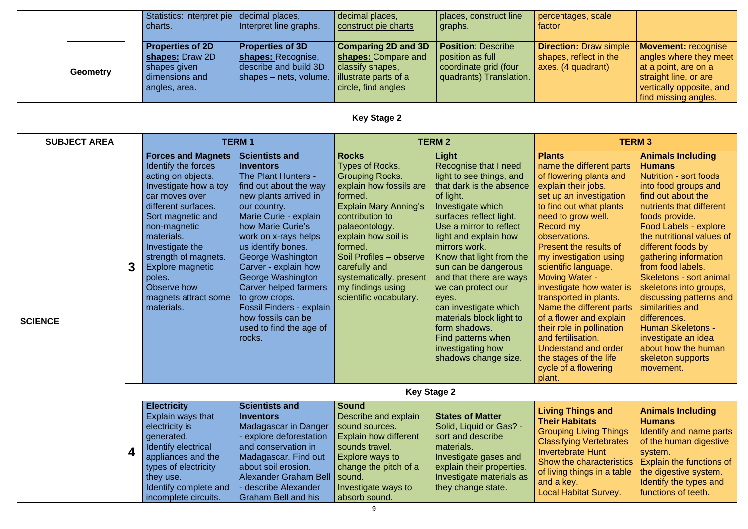| | | | | | | | | |
|---|---|---|---|---|---|---|---|---|
| | | | Statistics: interpret pie charts. | decimal places, Interpret line graphs. | decimal places, construct pie charts | places, construct line graphs. | percentages, scale factor. | |
| | Geometry | | **Properties of 2D shapes:** Draw 2D shapes given dimensions and angles, area. | **Properties of 3D shapes:** Recognise, describe and build 3D shapes – nets, volume. | **Comparing 2D and 3D shapes:** Compare and classify shapes, illustrate parts of a circle, find angles | **Position**: Describe position as full coordinate grid (four quadrants) Translation. | **Direction:** Draw simple shapes, reflect in the axes. (4 quadrant) | **Movement:** recognise angles where they meet at a point, are on a straight line, or are vertically opposite, and find missing angles. |

**Key Stage 2**

| SUBJECT AREA | | TERM 1 | | TERM 2 | | TERM 3 | |
|---|---|---|---|---|---|---|---|
| SCIENCE | 3 | **Forces and Magnets** Identify the forces acting on objects. Investigate how a toy car moves over different surfaces. Sort magnetic and non-magnetic materials. Investigate the strength of magnets. Explore magnetic poles. Observe how magnets attract some materials. | **Scientists and Inventors** The Plant Hunters - find out about the way new plants arrived in our country. Marie Curie - explain how Marie Curie's work on x-rays helps us identify bones. George Washington Carver - explain how George Washington Carver helped farmers to grow crops. Fossil Finders - explain how fossils can be used to find the age of rocks. | **Rocks** Types of Rocks. Grouping Rocks. explain how fossils are formed. Explain Mary Anning's contribution to palaeontology. explain how soil is formed. Soil Profiles – observe carefully and systematically. present my findings using scientific vocabulary. | **Light** Recognise that I need light to see things, and that dark is the absence of light. Investigate which surfaces reflect light. Use a mirror to reflect light and explain how mirrors work. Know that light from the sun can be dangerous and that there are ways we can protect our eyes. can investigate which materials block light to form shadows. Find patterns when investigating how shadows change size. | **Plants** name the different parts of flowering plants and explain their jobs. set up an investigation to find out what plants need to grow well. Record my observations. Present the results of my investigation using scientific language. Moving Water - investigate how water is transported in plants. Name the different parts of a flower and explain their role in pollination and fertilisation. Understand and order the stages of the life cycle of a flowering plant. | **Animals Including Humans** Nutrition - sort foods into food groups and find out about the nutrients that different foods provide. Food Labels - explore the nutritional values of different foods by gathering information from food labels. Skeletons - sort animal skeletons into groups, discussing patterns and similarities and differences. Human Skeletons - investigate an idea about how the human skeleton supports movement. |
| | | **Key Stage 2** | | | | | |
| | 4 | **Electricity** Explain ways that electricity is generated. Identify electrical appliances and the types of electricity they use. Identify complete and incomplete circuits. | **Scientists and Inventors** Madagascar in Danger - explore deforestation and conservation in Madagascar. Find out about soil erosion. Alexander Graham Bell - describe Alexander Graham Bell and his | **Sound** Describe and explain sound sources. Explain how different sounds travel. Explore ways to change the pitch of a sound. Investigate ways to absorb sound. | **States of Matter** Solid, Liquid or Gas? - sort and describe materials. Investigate gases and explain their properties. Investigate materials as they change state. | **Living Things and Their Habitats** Grouping Living Things Classifying Vertebrates Invertebrate Hunt Show the characteristics of living things in a table and a key. Local Habitat Survey. | **Animals Including Humans** Identify and name parts of the human digestive system. Explain the functions of the digestive system. Identify the types and functions of teeth. |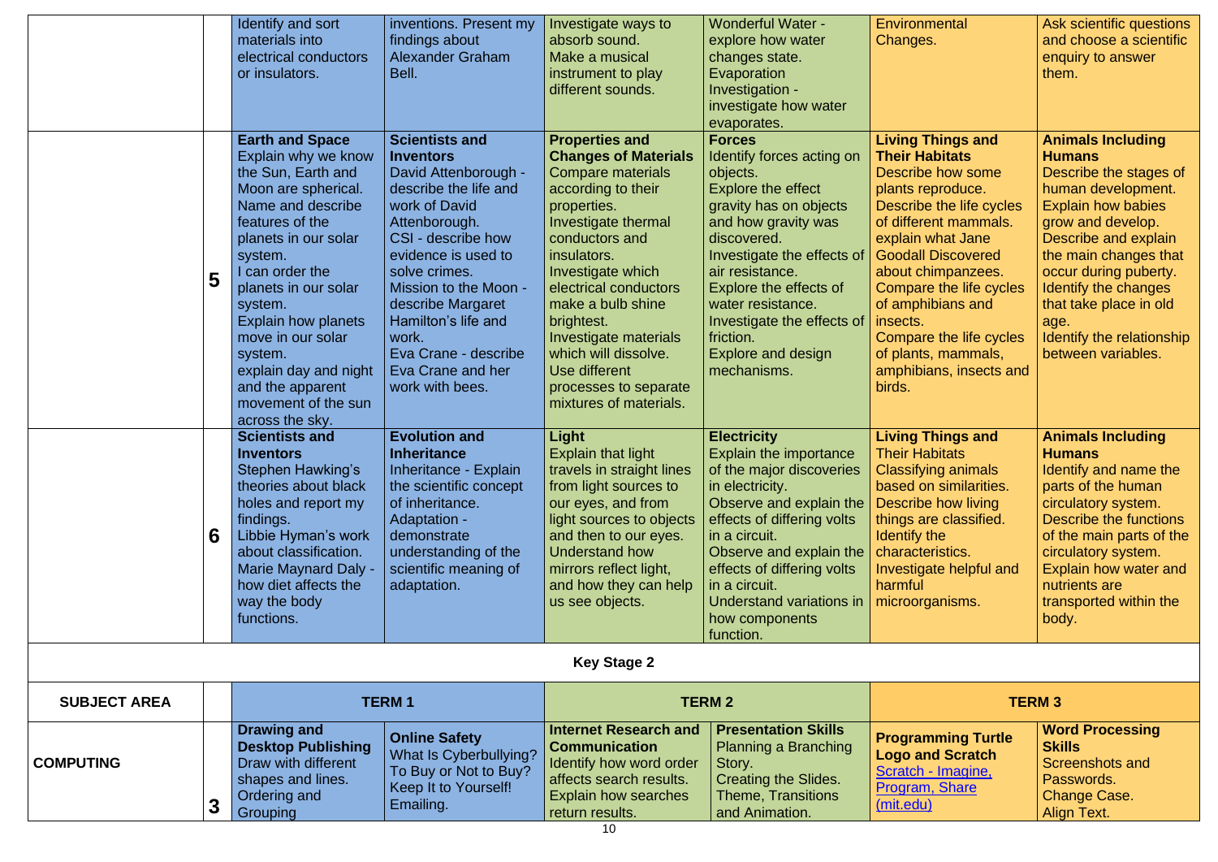| | | | | | | | |
|---|---|---|---|---|---|---|---|
| | | Identify and sort materials into electrical conductors or insulators. | inventions. Present my findings about Alexander Graham Bell. | Investigate ways to absorb sound. Make a musical instrument to play different sounds. | Wonderful Water - explore how water changes state. Evaporation Investigation - investigate how water evaporates. | Environmental Changes. | Ask scientific questions and choose a scientific enquiry to answer them. |
| | **5** | **Earth and Space** Explain why we know the Sun, Earth and Moon are spherical. Name and describe features of the planets in our solar system. I can order the planets in our solar system. Explain how planets move in our solar system. explain day and night and the apparent movement of the sun across the sky. | **Scientists and Inventors** David Attenborough - describe the life and work of David Attenborough. CSI - describe how evidence is used to solve crimes. Mission to the Moon - describe Margaret Hamilton's life and work. Eva Crane - describe Eva Crane and her work with bees. | **Properties and Changes of Materials** Compare materials according to their properties. Investigate thermal conductors and insulators. Investigate which electrical conductors make a bulb shine brightest. Investigate materials which will dissolve. Use different processes to separate mixtures of materials. | **Forces** Identify forces acting on objects. Explore the effect gravity has on objects and how gravity was discovered. Investigate the effects of air resistance. Explore the effects of water resistance. Investigate the effects of friction. Explore and design mechanisms. | **Living Things and Their Habitats** Describe how some plants reproduce. Describe the life cycles of different mammals. explain what Jane Goodall Discovered about chimpanzees. Compare the life cycles of amphibians and insects. Compare the life cycles of plants, mammals, amphibians, insects and birds. | **Animals Including Humans** Describe the stages of human development. Explain how babies grow and develop. Describe and explain the main changes that occur during puberty. Identify the changes that take place in old age. Identify the relationship between variables. |
| | **6** | **Scientists and Inventors** Stephen Hawking's theories about black holes and report my findings. Libbie Hyman's work about classification. Marie Maynard Daly - how diet affects the way the body functions. | **Evolution and Inheritance** Inheritance - Explain the scientific concept of inheritance. Adaptation - demonstrate understanding of the scientific meaning of adaptation. | **Light** Explain that light travels in straight lines from light sources to our eyes, and from light sources to objects and then to our eyes. Understand how mirrors reflect light, and how they can help us see objects. | **Electricity** Explain the importance of the major discoveries in electricity. Observe and explain the effects of differing volts in a circuit. Observe and explain the effects of differing volts in a circuit. Understand variations in how components function. | **Living Things and** Their Habitats Classifying animals based on similarities. Describe how living things are classified. Identify the characteristics. Investigate helpful and harmful microorganisms. | **Animals Including Humans** Identify and name the parts of the human circulatory system. Describe the functions of the main parts of the circulatory system. Explain how water and nutrients are transported within the body. |

**Key Stage 2**

| SUBJECT AREA | | TERM 1 | | TERM 2 | | TERM 3 | |
|---|---|---|---|---|---|---|---|
| **COMPUTING** | **3** | **Drawing and Desktop Publishing** Draw with different shapes and lines. Ordering and Grouping | **Online Safety** What Is Cyberbullying? To Buy or Not to Buy? Keep It to Yourself! Emailing. | **Internet Research and Communication** Identify how word order affects search results. Explain how searches return results. | **Presentation Skills** Planning a Branching Story. Creating the Slides. Theme, Transitions and Animation. | **Programming Turtle Logo and Scratch** [Scratch - Imagine, Program, Share (mit.edu)](https://scratch.mit.edu) | **Word Processing Skills** Screenshots and Passwords. Change Case. Align Text. |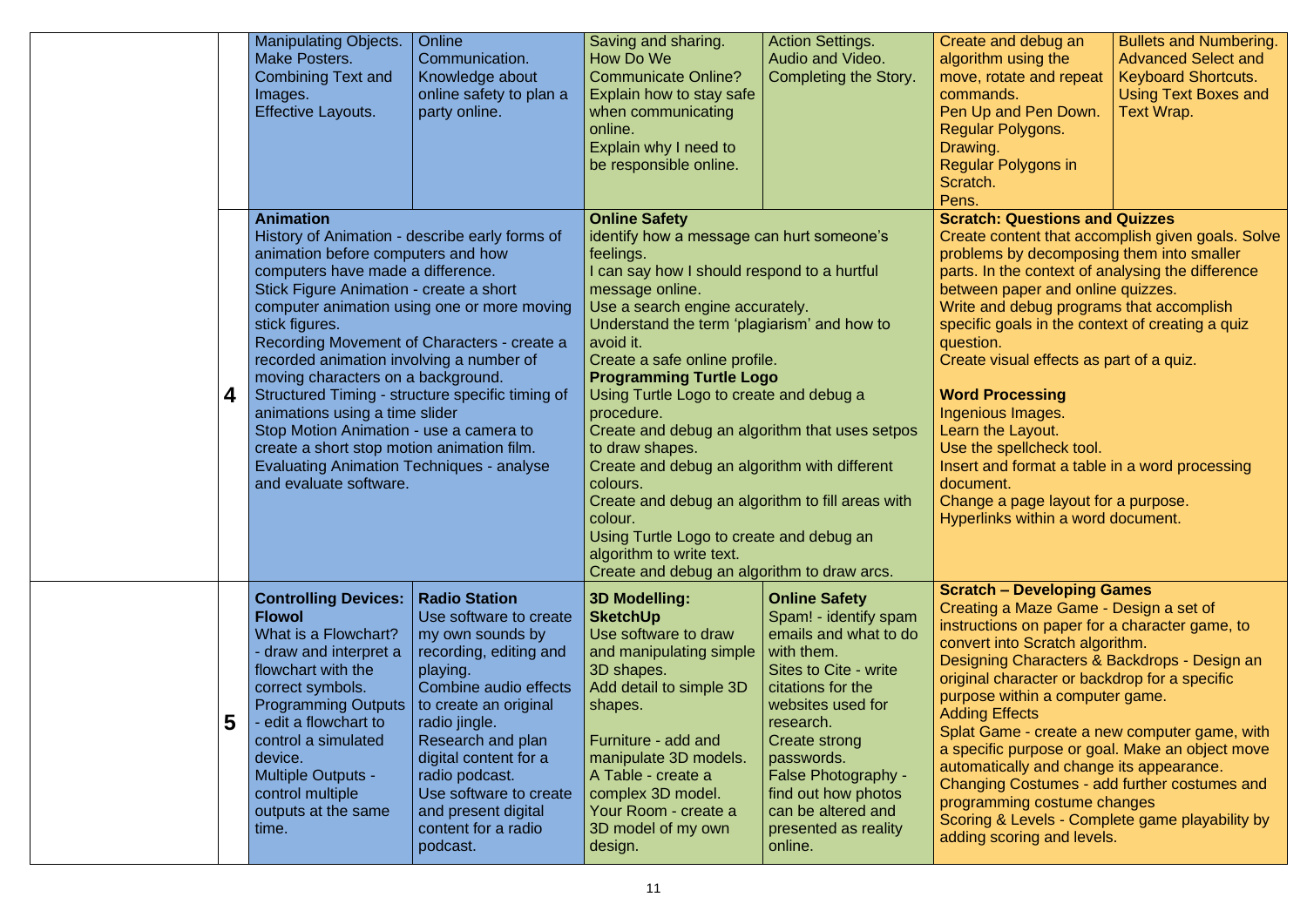| | | | | | | | |
|---|---|---|---|---|---|---|---|
| | | Manipulating Objects.<br>Make Posters.<br>Combining Text and Images.<br>Effective Layouts. | Online Communication.<br>Knowledge about online safety to plan a party online. | Saving and sharing.<br>How Do We Communicate Online?<br>Explain how to stay safe when communicating online.<br>Explain why I need to be responsible online. | Action Settings.<br>Audio and Video.<br>Completing the Story. | Create and debug an algorithm using the move, rotate and repeat commands.<br>Pen Up and Pen Down.<br>Regular Polygons.<br>Drawing.<br>Regular Polygons in Scratch.<br>Pens. | Bullets and Numbering.<br>Advanced Select and Keyboard Shortcuts.<br>Using Text Boxes and Text Wrap. |
| | **4** | **Animation**<br>History of Animation - describe early forms of animation before computers and how computers have made a difference.<br>Stick Figure Animation - create a short computer animation using one or more moving stick figures.<br>Recording Movement of Characters - create a recorded animation involving a number of moving characters on a background.<br>Structured Timing - structure specific timing of animations using a time slider<br>Stop Motion Animation - use a camera to create a short stop motion animation film.<br>Evaluating Animation Techniques - analyse and evaluate software. | | **Online Safety**<br>identify how a message can hurt someone's feelings.<br>I can say how I should respond to a hurtful message online.<br>Use a search engine accurately.<br>Understand the term 'plagiarism' and how to avoid it.<br>Create a safe online profile.<br>**Programming Turtle Logo**<br>Using Turtle Logo to create and debug a procedure.<br>Create and debug an algorithm that uses setpos to draw shapes.<br>Create and debug an algorithm with different colours.<br>Create and debug an algorithm to fill areas with colour.<br>Using Turtle Logo to create and debug an algorithm to write text.<br>Create and debug an algorithm to draw arcs. | | **Scratch: Questions and Quizzes**<br>Create content that accomplish given goals. Solve problems by decomposing them into smaller parts. In the context of analysing the difference between paper and online quizzes.<br>Write and debug programs that accomplish specific goals in the context of creating a quiz question.<br>Create visual effects as part of a quiz.<br><br>**Word Processing**<br>Ingenious Images.<br>Learn the Layout.<br>Use the spellcheck tool.<br>Insert and format a table in a word processing document.<br>Change a page layout for a purpose.<br>Hyperlinks within a word document. | |
| | **5** | **Controlling Devices: Flowol**<br>What is a Flowchart? - draw and interpret a flowchart with the correct symbols.<br>Programming Outputs - edit a flowchart to control a simulated device.<br>Multiple Outputs - control multiple outputs at the same time. | **Radio Station**<br>Use software to create my own sounds by recording, editing and playing.<br>Combine audio effects to create an original radio jingle.<br>Research and plan digital content for a radio podcast.<br>Use software to create and present digital content for a radio podcast. | **3D Modelling: SketchUp**<br>Use software to draw and manipulating simple 3D shapes.<br>Add detail to simple 3D shapes.<br><br>Furniture - add and manipulate 3D models.<br>A Table - create a complex 3D model.<br>Your Room - create a 3D model of my own design. | **Online Safety**<br>Spam! - identify spam emails and what to do with them.<br>Sites to Cite - write citations for the websites used for research.<br>Create strong passwords.<br>False Photography - find out how photos can be altered and presented as reality online. | **Scratch – Developing Games**<br>Creating a Maze Game - Design a set of instructions on paper for a character game, to convert into Scratch algorithm.<br>Designing Characters & Backdrops - Design an original character or backdrop for a specific purpose within a computer game.<br>Adding Effects<br>Splat Game - create a new computer game, with a specific purpose or goal. Make an object move automatically and change its appearance.<br>Changing Costumes - add further costumes and programming costume changes<br>Scoring & Levels - Complete game playability by adding scoring and levels. | |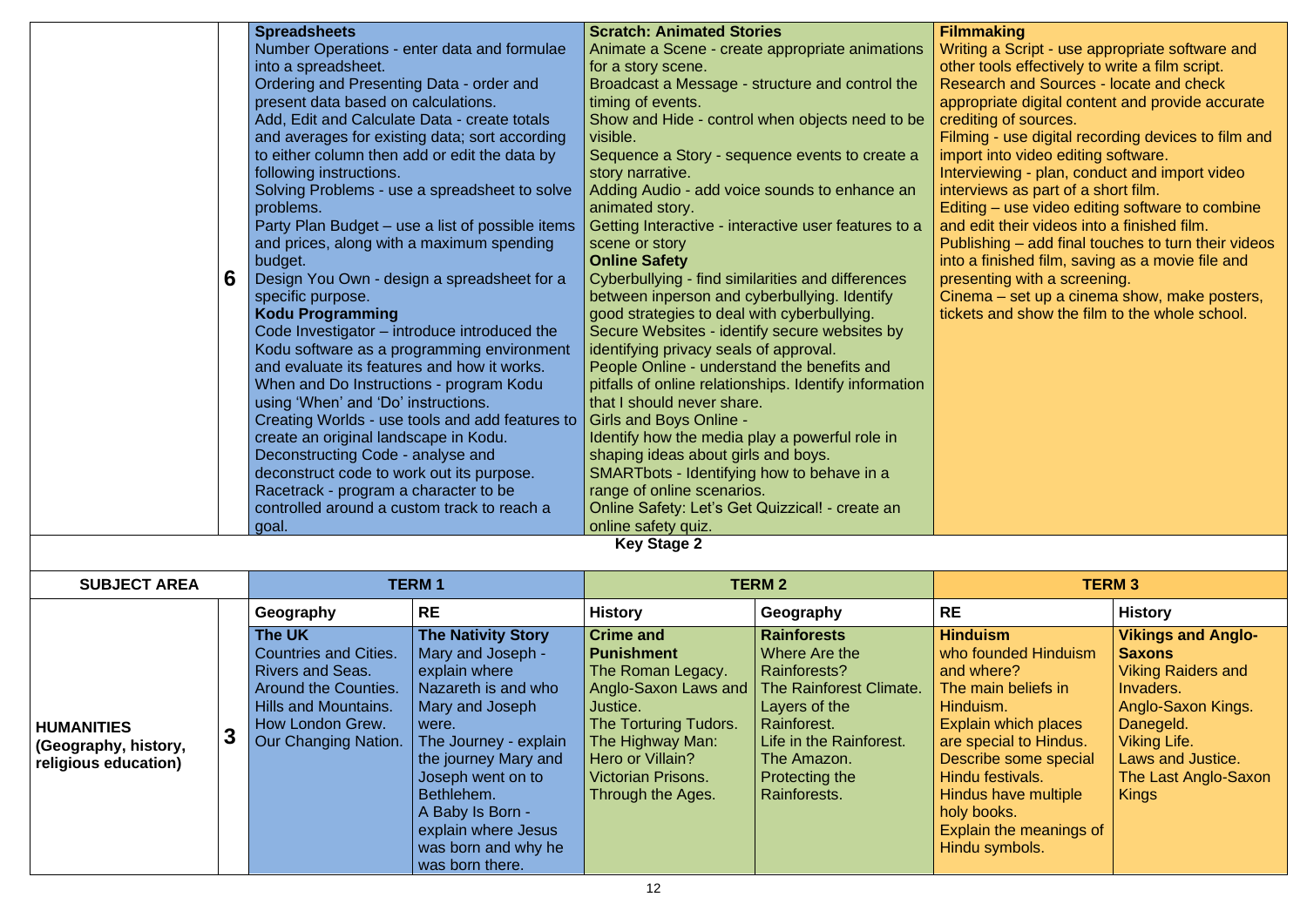| | | | | | | | |
|---|---|---|---|---|---|---|---|
| | 6 | **Spreadsheets**<br>Number Operations - enter data and formulae into a spreadsheet.<br>Ordering and Presenting Data - order and present data based on calculations.<br>Add, Edit and Calculate Data - create totals and averages for existing data; sort according to either column then add or edit the data by following instructions.<br>Solving Problems - use a spreadsheet to solve problems.<br>Party Plan Budget – use a list of possible items and prices, along with a maximum spending budget.<br>Design You Own - design a spreadsheet for a specific purpose.<br>**Kodu Programming**<br>Code Investigator – introduce introduced the Kodu software as a programming environment and evaluate its features and how it works.<br>When and Do Instructions - program Kodu using 'When' and 'Do' instructions.<br>Creating Worlds - use tools and add features to create an original landscape in Kodu.<br>Deconstructing Code - analyse and deconstruct code to work out its purpose.<br>Racetrack - program a character to be controlled around a custom track to reach a goal. | | **Scratch: Animated Stories**<br>Animate a Scene - create appropriate animations for a story scene.<br>Broadcast a Message - structure and control the timing of events.<br>Show and Hide - control when objects need to be visible.<br>Sequence a Story - sequence events to create a story narrative.<br>Adding Audio - add voice sounds to enhance an animated story.<br>Getting Interactive - interactive user features to a scene or story<br>**Online Safety**<br>Cyberbullying - find similarities and differences between inperson and cyberbullying. Identify good strategies to deal with cyberbullying.<br>Secure Websites - identify secure websites by identifying privacy seals of approval.<br>People Online - understand the benefits and pitfalls of online relationships. Identify information that I should never share.<br>Girls and Boys Online -<br>Identify how the media play a powerful role in shaping ideas about girls and boys.<br>SMARTbots - Identifying how to behave in a range of online scenarios.<br>Online Safety: Let's Get Quizzical! - create an online safety quiz. | | **Filmmaking**<br>Writing a Script - use appropriate software and other tools effectively to write a film script.<br>Research and Sources - locate and check appropriate digital content and provide accurate crediting of sources.<br>Filming - use digital recording devices to film and import into video editing software.<br>Interviewing - plan, conduct and import video interviews as part of a short film.<br>Editing – use video editing software to combine and edit their videos into a finished film.<br>Publishing – add final touches to turn their videos into a finished film, saving as a movie file and presenting with a screening.<br>Cinema – set up a cinema show, make posters, tickets and show the film to the whole school. | |

**Key Stage 2**

| SUBJECT AREA | | TERM 1 | | TERM 2 | | TERM 3 | |
|---|---|---|---|---|---|---|---|
| | | **Geography** | **RE** | **History** | **Geography** | **RE** | **History** |
| **HUMANITIES (Geography, history, religious education)** | 3 | **The UK**<br>Countries and Cities.<br>Rivers and Seas.<br>Around the Counties.<br>Hills and Mountains.<br>How London Grew.<br>Our Changing Nation. | **The Nativity Story**<br>Mary and Joseph - explain where Nazareth is and who Mary and Joseph were.<br>The Journey - explain the journey Mary and Joseph went on to Bethlehem.<br>A Baby Is Born - explain where Jesus was born and why he was born there. | **Crime and Punishment**<br>The Roman Legacy.<br>Anglo-Saxon Laws and Justice.<br>The Torturing Tudors.<br>The Highway Man: Hero or Villain?<br>Victorian Prisons.<br>Through the Ages. | **Rainforests**<br>Where Are the Rainforests?<br>The Rainforest Climate.<br>Layers of the Rainforest.<br>Life in the Rainforest.<br>The Amazon.<br>Protecting the Rainforests. | **Hinduism**<br>who founded Hinduism and where?<br>The main beliefs in Hinduism.<br>Explain which places are special to Hindus.<br>Describe some special Hindu festivals.<br>Hindus have multiple holy books.<br>Explain the meanings of Hindu symbols. | **Vikings and Anglo-Saxons**<br>Viking Raiders and Invaders.<br>Anglo-Saxon Kings.<br>Danegeld.<br>Viking Life.<br>Laws and Justice.<br>The Last Anglo-Saxon Kings |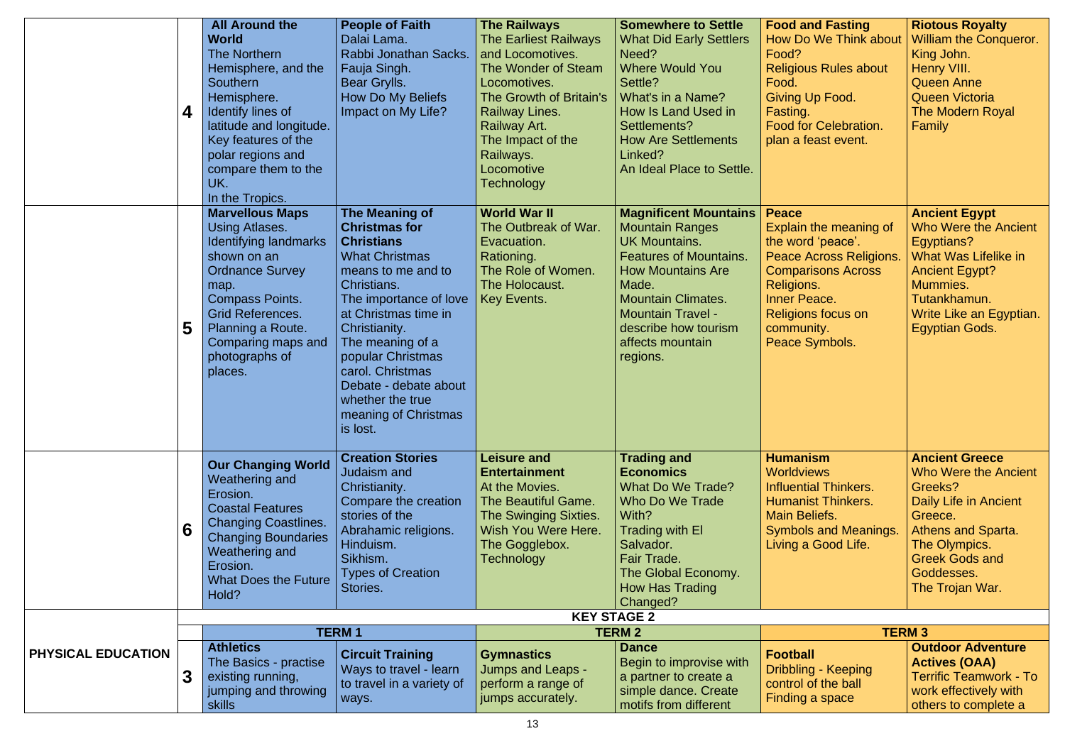| | | | | | | | |
|---|---|---|---|---|---|---|---|
| | 4 | **All Around the World**<br>The Northern Hemisphere, and the Southern Hemisphere.<br>Identify lines of latitude and longitude.<br>Key features of the polar regions and compare them to the UK.<br>In the Tropics. | **People of Faith**<br>Dalai Lama.<br>Rabbi Jonathan Sacks.<br>Fauja Singh.<br>Bear Grylls.<br>How Do My Beliefs Impact on My Life? | **The Railways**<br>The Earliest Railways and Locomotives.<br>The Wonder of Steam Locomotives.<br>The Growth of Britain's Railway Lines.<br>Railway Art.<br>The Impact of the Railways.<br>Locomotive Technology | **Somewhere to Settle**<br>What Did Early Settlers Need?<br>Where Would You Settle?<br>What's in a Name?<br>How Is Land Used in Settlements?<br>How Are Settlements Linked?<br>An Ideal Place to Settle. | **Food and Fasting**<br>How Do We Think about Food?<br>Religious Rules about Food.<br>Giving Up Food.<br>Fasting.<br>Food for Celebration.<br>plan a feast event. | **Riotous Royalty**<br>William the Conqueror.<br>King John.<br>Henry VIII.<br>Queen Anne<br>Queen Victoria<br>The Modern Royal Family |
| | 5 | **Marvellous Maps**<br>Using Atlases.<br>Identifying landmarks shown on an Ordnance Survey map.<br>Compass Points.<br>Grid References.<br>Planning a Route.<br>Comparing maps and photographs of places. | **The Meaning of Christmas for Christians**<br>What Christmas means to me and to Christians.<br>The importance of love at Christmas time in Christianity.<br>The meaning of a popular Christmas carol. Christmas Debate - debate about whether the true meaning of Christmas is lost. | **World War II**<br>The Outbreak of War.<br>Evacuation.<br>Rationing.<br>The Role of Women.<br>The Holocaust.<br>Key Events. | **Magnificent Mountains**<br>Mountain Ranges<br>UK Mountains.<br>Features of Mountains.<br>How Mountains Are Made.<br>Mountain Climates.<br>Mountain Travel - describe how tourism affects mountain regions. | **Peace**<br>Explain the meaning of the word 'peace'.<br>Peace Across Religions.<br>Comparisons Across Religions.<br>Inner Peace.<br>Religions focus on community.<br>Peace Symbols. | **Ancient Egypt**<br>Who Were the Ancient Egyptians?<br>What Was Lifelike in Ancient Egypt?<br>Mummies.<br>Tutankhamun.<br>Write Like an Egyptian.<br>Egyptian Gods. |
| | 6 | **Our Changing World**<br>Weathering and Erosion.<br>Coastal Features<br>Changing Coastlines.<br>Changing Boundaries<br>Weathering and Erosion.<br>What Does the Future Hold? | **Creation Stories**<br>Judaism and Christianity.<br>Compare the creation stories of the Abrahamic religions.<br>Hinduism.<br>Sikhism.<br>Types of Creation Stories. | **Leisure and Entertainment**<br>At the Movies.<br>The Beautiful Game.<br>The Swinging Sixties.<br>Wish You Were Here.<br>The Gogglebox.<br>Technology | **Trading and Economics**<br>What Do We Trade?<br>Who Do We Trade With?<br>Trading with El Salvador.<br>Fair Trade.<br>The Global Economy.<br>How Has Trading Changed? | **Humanism**<br>Worldviews<br>Influential Thinkers.<br>Humanist Thinkers.<br>Main Beliefs.<br>Symbols and Meanings.<br>Living a Good Life. | **Ancient Greece**<br>Who Were the Ancient Greeks?<br>Daily Life in Ancient Greece.<br>Athens and Sparta.<br>The Olympics.<br>Greek Gods and Goddesses.<br>The Trojan War. |
| **PHYSICAL EDUCATION** | | **KEY STAGE 2** | | | | | |
| | | **TERM 1** | | **TERM 2** | | **TERM 3** | |
| | 3 | **Athletics**<br>The Basics - practise existing running, jumping and throwing skills | **Circuit Training**<br>Ways to travel - learn to travel in a variety of ways. | **Gymnastics**<br>Jumps and Leaps - perform a range of jumps accurately. | **Dance**<br>Begin to improvise with a partner to create a simple dance. Create motifs from different | **Football**<br>Dribbling - Keeping control of the ball<br>Finding a space | **Outdoor Adventure Actives (OAA)**<br>Terrific Teamwork - To work effectively with others to complete a |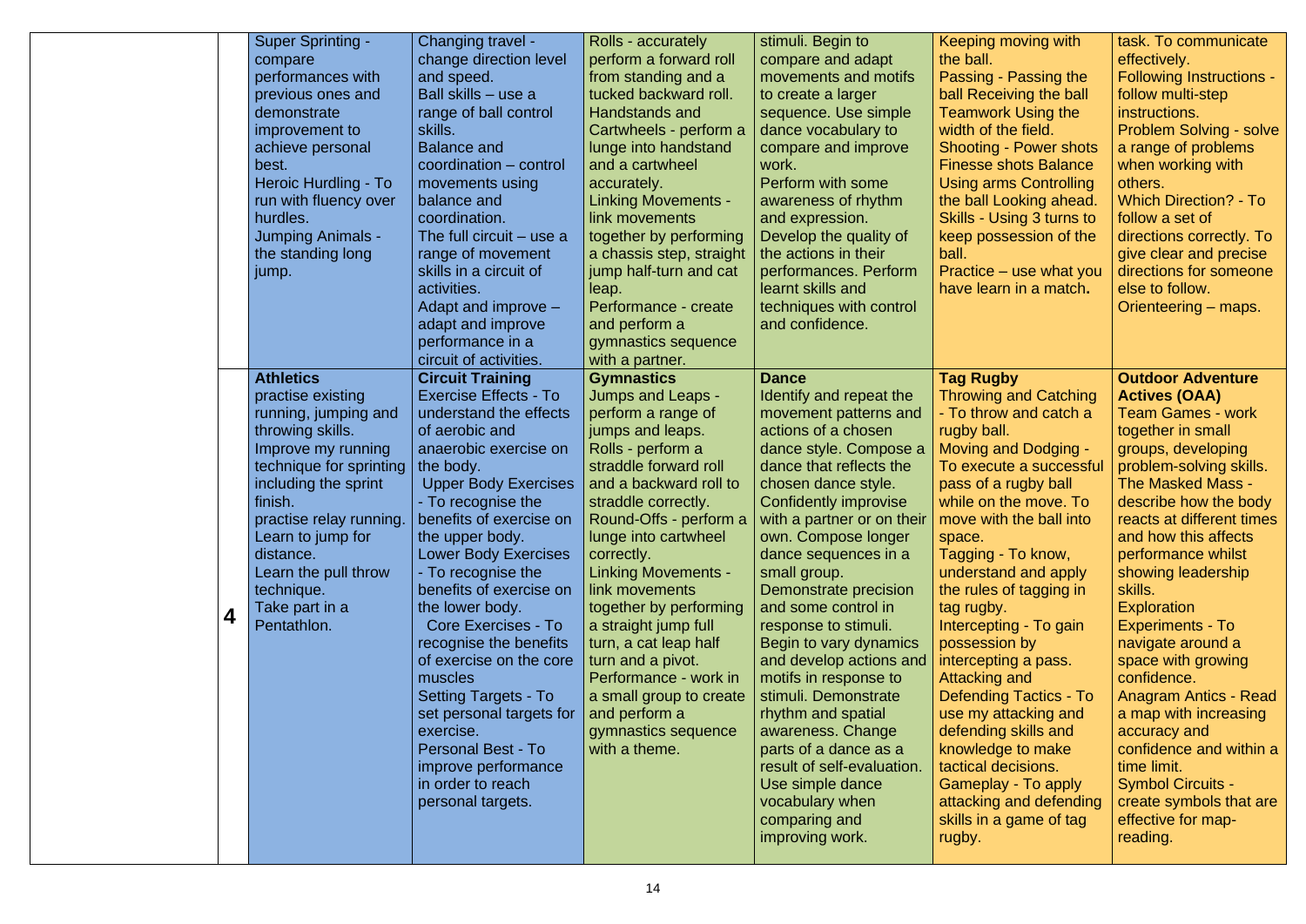|  |  |  |  |  |  |  |  |
|---|---|---|---|---|---|---|---|
|  |  | Super Sprinting - compare performances with previous ones and demonstrate improvement to achieve personal best.<br>Heroic Hurdling - To run with fluency over hurdles.<br>Jumping Animals - the standing long jump. | Changing travel - change direction level and speed.<br>Ball skills – use a range of ball control skills.<br>Balance and coordination – control movements using balance and coordination.<br>The full circuit – use a range of movement skills in a circuit of activities.<br>Adapt and improve – adapt and improve performance in a circuit of activities. | Rolls - accurately perform a forward roll from standing and a tucked backward roll.<br>Handstands and Cartwheels - perform a lunge into handstand and a cartwheel accurately.<br>Linking Movements - link movements together by performing a chassis step, straight jump half-turn and cat leap.<br>Performance - create and perform a gymnastics sequence with a partner. | stimuli. Begin to compare and adapt movements and motifs to create a larger sequence. Use simple dance vocabulary to compare and improve work.<br>Perform with some awareness of rhythm and expression.<br>Develop the quality of the actions in their performances. Perform learnt skills and techniques with control and confidence. | Keeping moving with the ball.<br>Passing - Passing the ball Receiving the ball Teamwork Using the width of the field.<br>Shooting - Power shots Finesse shots Balance Using arms Controlling the ball Looking ahead.<br>Skills - Using 3 turns to keep possession of the ball.<br>Practice – use what you have learn in a match**.** | task. To communicate effectively.<br>Following Instructions - follow multi-step instructions.<br>Problem Solving - solve a range of problems when working with others.<br>Which Direction? - To follow a set of directions correctly. To give clear and precise directions for someone else to follow.<br>Orienteering – maps. |
|  | **4** | **Athletics**<br>practise existing running, jumping and throwing skills.<br>Improve my running technique for sprinting including the sprint finish.<br>practise relay running.<br>Learn to jump for distance.<br>Learn the pull throw technique.<br>Take part in a Pentathlon. | **Circuit Training**<br>Exercise Effects - To understand the effects of aerobic and anaerobic exercise on the body.<br>Upper Body Exercises - To recognise the benefits of exercise on the upper body.<br>Lower Body Exercises - To recognise the benefits of exercise on the lower body.<br>Core Exercises - To recognise the benefits of exercise on the core muscles<br>Setting Targets - To set personal targets for exercise.<br>Personal Best - To improve performance in order to reach personal targets. | **Gymnastics**<br>Jumps and Leaps - perform a range of jumps and leaps.<br>Rolls - perform a straddle forward roll and a backward roll to straddle correctly.<br>Round-Offs - perform a lunge into cartwheel correctly.<br>Linking Movements - link movements together by performing a straight jump full turn, a cat leap half turn and a pivot.<br>Performance - work in a small group to create and perform a gymnastics sequence with a theme. | **Dance**<br>Identify and repeat the movement patterns and actions of a chosen dance style. Compose a dance that reflects the chosen dance style. Confidently improvise with a partner or on their own. Compose longer dance sequences in a small group. Demonstrate precision and some control in response to stimuli. Begin to vary dynamics and develop actions and motifs in response to stimuli. Demonstrate rhythm and spatial awareness. Change parts of a dance as a result of self-evaluation. Use simple dance vocabulary when comparing and improving work. | **Tag Rugby**<br>Throwing and Catching - To throw and catch a rugby ball.<br>Moving and Dodging - To execute a successful pass of a rugby ball while on the move. To move with the ball into space.<br>Tagging - To know, understand and apply the rules of tagging in tag rugby.<br>Intercepting - To gain possession by intercepting a pass.<br>Attacking and Defending Tactics - To use my attacking and defending skills and knowledge to make tactical decisions.<br>Gameplay - To apply attacking and defending skills in a game of tag rugby. | **Outdoor Adventure Actives (OAA)**<br>Team Games - work together in small groups, developing problem-solving skills.<br>The Masked Mass - describe how the body reacts at different times and how this affects performance whilst showing leadership skills.<br>Exploration Experiments - To navigate around a space with growing confidence.<br>Anagram Antics - Read a map with increasing accuracy and confidence and within a time limit.<br>Symbol Circuits - create symbols that are effective for map-reading. |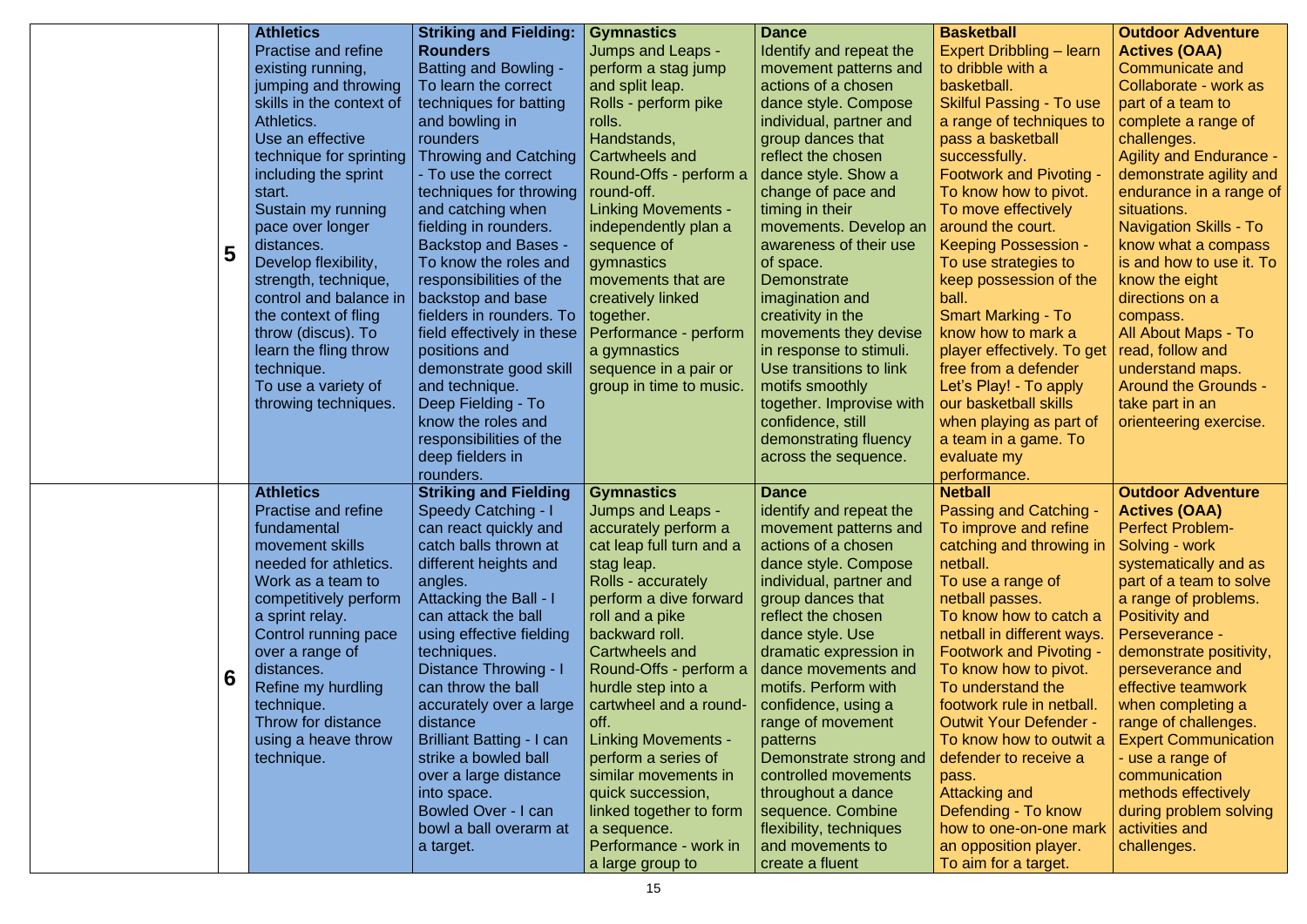| | | | | | | | |
|---|---|---|---|---|---|---|---|
| | **5** | **Athletics** Practise and refine existing running, jumping and throwing skills in the context of Athletics. Use an effective technique for sprinting including the sprint start. Sustain my running pace over longer distances. Develop flexibility, strength, technique, control and balance in the context of fling throw (discus). To learn the fling throw technique. To use a variety of throwing techniques. | **Striking and Fielding: Rounders** Batting and Bowling - To learn the correct techniques for batting and bowling in rounders Throwing and Catching - To use the correct techniques for throwing and catching when fielding in rounders. Backstop and Bases - To know the roles and responsibilities of the backstop and base fielders in rounders. To field effectively in these positions and demonstrate good skill and technique. Deep Fielding - To know the roles and responsibilities of the deep fielders in rounders. | **Gymnastics** Jumps and Leaps - perform a stag jump and split leap. Rolls - perform pike rolls. Handstands, Cartwheels and Round-Offs - perform a round-off. Linking Movements - independently plan a sequence of gymnastics movements that are creatively linked together. Performance - perform a gymnastics sequence in a pair or group in time to music. | **Dance** Identify and repeat the movement patterns and actions of a chosen dance style. Compose individual, partner and group dances that reflect the chosen dance style. Show a change of pace and timing in their movements. Develop an awareness of their use of space. Demonstrate imagination and creativity in the movements they devise in response to stimuli. Use transitions to link motifs smoothly together. Improvise with confidence, still demonstrating fluency across the sequence. | **Basketball** Expert Dribbling – learn to dribble with a basketball. Skilful Passing - To use a range of techniques to pass a basketball successfully. Footwork and Pivoting - To know how to pivot. To move effectively around the court. Keeping Possession - To use strategies to keep possession of the ball. Smart Marking - To know how to mark a player effectively. To get free from a defender Let's Play! - To apply our basketball skills when playing as part of a team in a game. To evaluate my performance. | **Outdoor Adventure Actives (OAA)** Communicate and Collaborate - work as part of a team to complete a range of challenges. Agility and Endurance - demonstrate agility and endurance in a range of situations. Navigation Skills - To know what a compass is and how to use it. To know the eight directions on a compass. All About Maps - To read, follow and understand maps. Around the Grounds - take part in an orienteering exercise. |
| | **6** | **Athletics** Practise and refine fundamental movement skills needed for athletics. Work as a team to competitively perform a sprint relay. Control running pace over a range of distances. Refine my hurdling technique. Throw for distance using a heave throw technique. | **Striking and Fielding** Speedy Catching - I can react quickly and catch balls thrown at different heights and angles. Attacking the Ball - I can attack the ball using effective fielding techniques. Distance Throwing - I can throw the ball accurately over a large distance Brilliant Batting - I can strike a bowled ball over a large distance into space. Bowled Over - I can bowl a ball overarm at a target. | **Gymnastics** Jumps and Leaps - accurately perform a cat leap full turn and a stag leap. Rolls - accurately perform a dive forward roll and a pike backward roll. Cartwheels and Round-Offs - perform a hurdle step into a cartwheel and a round-off. Linking Movements - perform a series of similar movements in quick succession, linked together to form a sequence. Performance - work in a large group to | **Dance** identify and repeat the movement patterns and actions of a chosen dance style. Compose individual, partner and group dances that reflect the chosen dance style. Use dramatic expression in dance movements and motifs. Perform with confidence, using a range of movement patterns Demonstrate strong and controlled movements throughout a dance sequence. Combine flexibility, techniques and movements to create a fluent | **Netball** Passing and Catching - To improve and refine catching and throwing in netball. To use a range of netball passes. To know how to catch a netball in different ways. Footwork and Pivoting - To know how to pivot. To understand the footwork rule in netball. Outwit Your Defender - To know how to outwit a defender to receive a pass. Attacking and Defending - To know how to one-on-one mark an opposition player. To aim for a target. | **Outdoor Adventure Actives (OAA)** Perfect Problem-Solving - work systematically and as part of a team to solve a range of problems. Positivity and Perseverance - demonstrate positivity, perseverance and effective teamwork when completing a range of challenges. Expert Communication - use a range of communication methods effectively during problem solving activities and challenges. |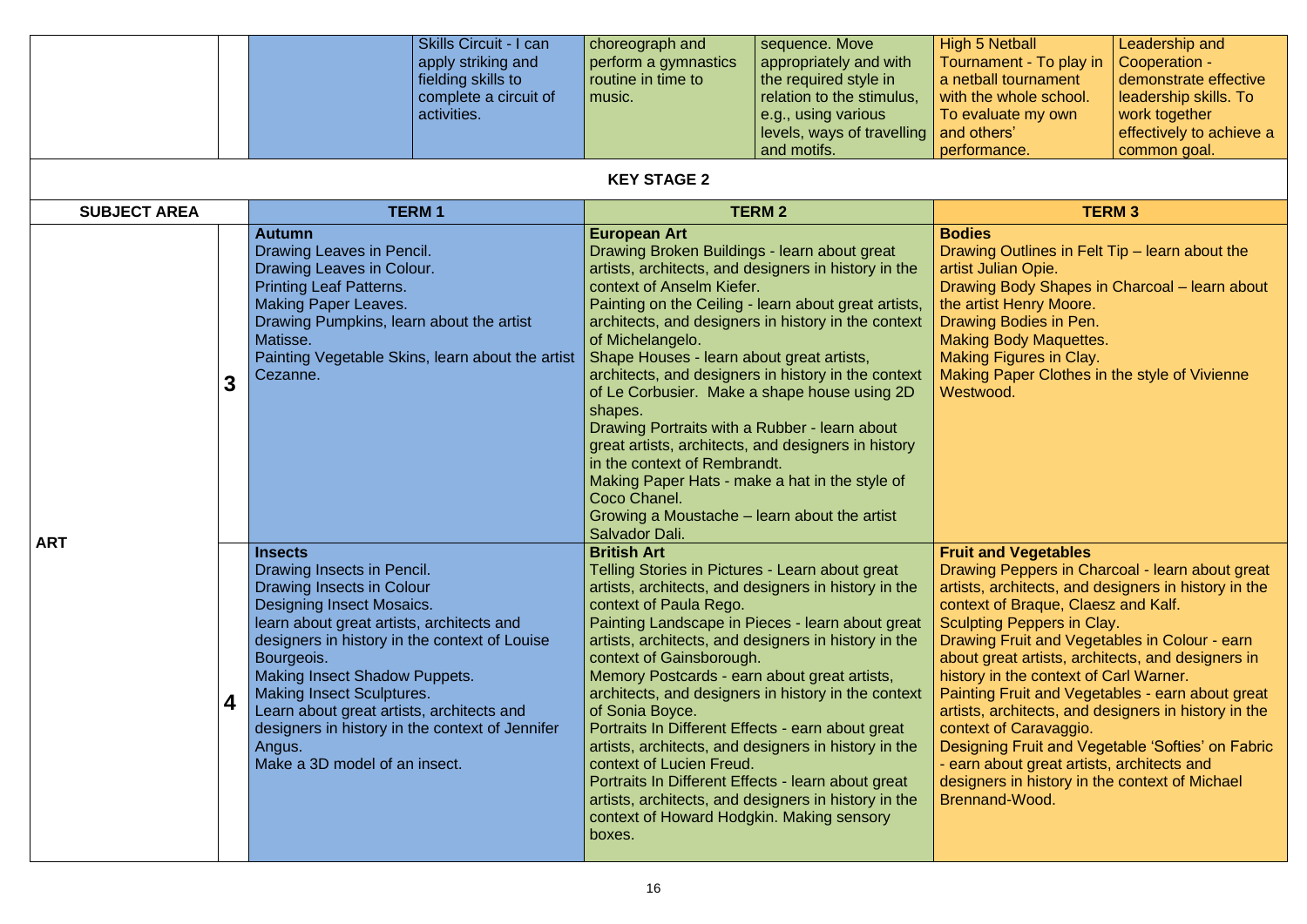| | | | | | | | |
|---|---|---|---|---|---|---|---|
| | | | Skills Circuit - I can apply striking and fielding skills to complete a circuit of activities. | choreograph and perform a gymnastics routine in time to music. | sequence. Move appropriately and with the required style in relation to the stimulus, e.g., using various levels, ways of travelling and motifs. | High 5 Netball Tournament - To play in a netball tournament with the whole school. To evaluate my own and others' performance. | Leadership and Cooperation - demonstrate effective leadership skills. To work together effectively to achieve a common goal. |

## KEY STAGE 2

| SUBJECT AREA | | TERM 1 | TERM 2 | TERM 3 |
|---|---|---|---|---|
| ART | 3 | **Autumn**<br>Drawing Leaves in Pencil.<br>Drawing Leaves in Colour.<br>Printing Leaf Patterns.<br>Making Paper Leaves.<br>Drawing Pumpkins, learn about the artist Matisse.<br>Painting Vegetable Skins, learn about the artist Cezanne. | **European Art**<br>Drawing Broken Buildings - learn about great artists, architects, and designers in history in the context of Anselm Kiefer.<br>Painting on the Ceiling - learn about great artists, architects, and designers in history in the context of Michelangelo.<br>Shape Houses - learn about great artists, architects, and designers in history in the context of Le Corbusier. Make a shape house using 2D shapes.<br>Drawing Portraits with a Rubber - learn about great artists, architects, and designers in history in the context of Rembrandt.<br>Making Paper Hats - make a hat in the style of Coco Chanel.<br>Growing a Moustache – learn about the artist Salvador Dali. | **Bodies**<br>Drawing Outlines in Felt Tip – learn about the artist Julian Opie.<br>Drawing Body Shapes in Charcoal – learn about the artist Henry Moore.<br>Drawing Bodies in Pen.<br>Making Body Maquettes.<br>Making Figures in Clay.<br>Making Paper Clothes in the style of Vivienne Westwood. |
| | 4 | **Insects**<br>Drawing Insects in Pencil.<br>Drawing Insects in Colour<br>Designing Insect Mosaics.<br>learn about great artists, architects and designers in history in the context of Louise Bourgeois.<br>Making Insect Shadow Puppets.<br>Making Insect Sculptures.<br>Learn about great artists, architects and designers in history in the context of Jennifer Angus.<br>Make a 3D model of an insect. | **British Art**<br>Telling Stories in Pictures - Learn about great artists, architects, and designers in history in the context of Paula Rego.<br>Painting Landscape in Pieces - learn about great artists, architects, and designers in history in the context of Gainsborough.<br>Memory Postcards - earn about great artists, architects, and designers in history in the context of Sonia Boyce.<br>Portraits In Different Effects - earn about great artists, architects, and designers in history in the context of Lucien Freud.<br>Portraits In Different Effects - learn about great artists, architects, and designers in history in the context of Howard Hodgkin. Making sensory boxes. | **Fruit and Vegetables**<br>Drawing Peppers in Charcoal - learn about great artists, architects, and designers in history in the context of Braque, Claesz and Kalf.<br>Sculpting Peppers in Clay.<br>Drawing Fruit and Vegetables in Colour - earn about great artists, architects, and designers in history in the context of Carl Warner.<br>Painting Fruit and Vegetables - earn about great artists, architects, and designers in history in the context of Caravaggio.<br>Designing Fruit and Vegetable 'Softies' on Fabric - earn about great artists, architects and designers in history in the context of Michael Brennand-Wood. |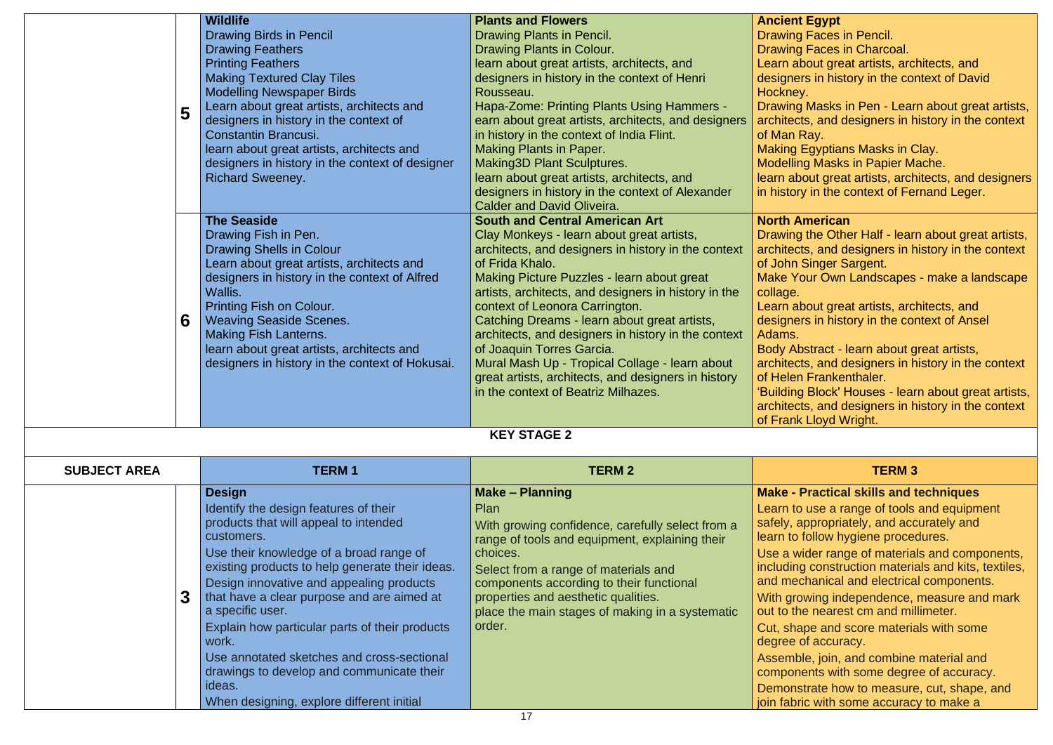| | | | | |
|---|---|---|---|---|
| | 5 | **Wildlife**<br>Drawing Birds in Pencil<br>Drawing Feathers<br>Printing Feathers<br>Making Textured Clay Tiles<br>Modelling Newspaper Birds<br>Learn about great artists, architects and designers in history in the context of Constantin Brancusi.<br>learn about great artists, architects and designers in history in the context of designer Richard Sweeney. | **Plants and Flowers**<br>Drawing Plants in Pencil.<br>Drawing Plants in Colour.<br>learn about great artists, architects, and designers in history in the context of Henri Rousseau.<br>Hapa-Zome: Printing Plants Using Hammers - earn about great artists, architects, and designers in history in the context of India Flint.<br>Making Plants in Paper.<br>Making3D Plant Sculptures.<br>learn about great artists, architects, and designers in history in the context of Alexander Calder and David Oliveira. | **Ancient Egypt**<br>Drawing Faces in Pencil.<br>Drawing Faces in Charcoal.<br>Learn about great artists, architects, and designers in history in the context of David Hockney.<br>Drawing Masks in Pen - Learn about great artists, architects, and designers in history in the context of Man Ray.<br>Making Egyptians Masks in Clay.<br>Modelling Masks in Papier Mache.<br>learn about great artists, architects, and designers in history in the context of Fernand Leger. |
| | 6 | **The Seaside**<br>Drawing Fish in Pen.<br>Drawing Shells in Colour<br>Learn about great artists, architects and designers in history in the context of Alfred Wallis.<br>Printing Fish on Colour.<br>Weaving Seaside Scenes.<br>Making Fish Lanterns.<br>learn about great artists, architects and designers in history in the context of Hokusai. | **South and Central American Art**<br>Clay Monkeys - learn about great artists, architects, and designers in history in the context of Frida Khalo.<br>Making Picture Puzzles - learn about great artists, architects, and designers in history in the context of Leonora Carrington.<br>Catching Dreams - learn about great artists, architects, and designers in history in the context of Joaquin Torres Garcia.<br>Mural Mash Up - Tropical Collage - learn about great artists, architects, and designers in history in the context of Beatriz Milhazes. | **North American**<br>Drawing the Other Half - learn about great artists, architects, and designers in history in the context of John Singer Sargent.<br>Make Your Own Landscapes - make a landscape collage.<br>Learn about great artists, architects, and designers in history in the context of Ansel Adams.<br>Body Abstract - learn about great artists, architects, and designers in history in the context of Helen Frankenthaler.<br>'Building Block' Houses - learn about great artists, architects, and designers in history in the context of Frank Lloyd Wright. |

**KEY STAGE 2**

| SUBJECT AREA | | TERM 1 | TERM 2 | TERM 3 |
|---|---|---|---|---|
| | 3 | **Design**<br>Identify the design features of their products that will appeal to intended customers.<br>Use their knowledge of a broad range of existing products to help generate their ideas.<br>Design innovative and appealing products that have a clear purpose and are aimed at a specific user.<br>Explain how particular parts of their products work.<br>Use annotated sketches and cross-sectional drawings to develop and communicate their ideas.<br>When designing, explore different initial | **Make – Planning**<br>Plan<br>With growing confidence, carefully select from a range of tools and equipment, explaining their choices.<br>Select from a range of materials and components according to their functional properties and aesthetic qualities.<br>place the main stages of making in a systematic order. | **Make - Practical skills and techniques**<br>Learn to use a range of tools and equipment safely, appropriately, and accurately and learn to follow hygiene procedures.<br>Use a wider range of materials and components, including construction materials and kits, textiles, and mechanical and electrical components.<br>With growing independence, measure and mark out to the nearest cm and millimeter.<br>Cut, shape and score materials with some degree of accuracy.<br>Assemble, join, and combine material and components with some degree of accuracy.<br>Demonstrate how to measure, cut, shape, and join fabric with some accuracy to make a |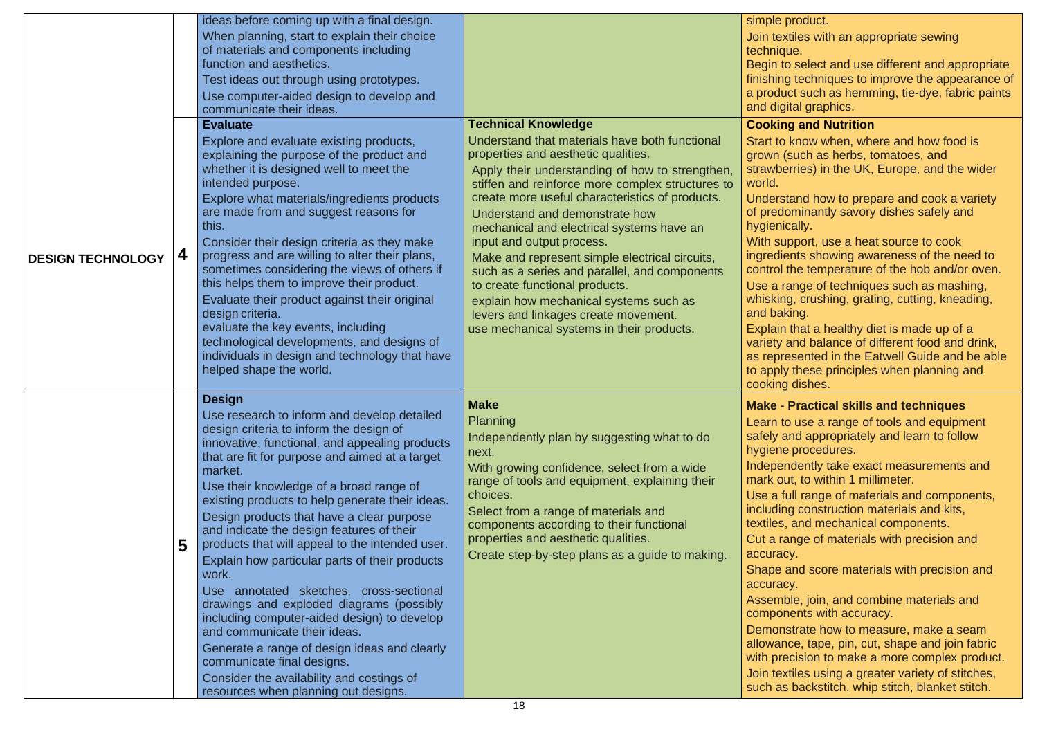| | | | | |
|---|---|---|---|---|
| | | ideas before coming up with a final design.<br>When planning, start to explain their choice of materials and components including function and aesthetics.<br>Test ideas out through using prototypes.<br>Use computer-aided design to develop and communicate their ideas. | | simple product.<br>Join textiles with an appropriate sewing technique.<br>Begin to select and use different and appropriate finishing techniques to improve the appearance of a product such as hemming, tie-dye, fabric paints and digital graphics. |
| **DESIGN TECHNOLOGY** | **4** | **Evaluate**<br>Explore and evaluate existing products, explaining the purpose of the product and whether it is designed well to meet the intended purpose.<br>Explore what materials/ingredients products are made from and suggest reasons for this.<br>Consider their design criteria as they make progress and are willing to alter their plans, sometimes considering the views of others if this helps them to improve their product.<br>Evaluate their product against their original design criteria.<br>evaluate the key events, including technological developments, and designs of individuals in design and technology that have helped shape the world. | **Technical Knowledge**<br>Understand that materials have both functional properties and aesthetic qualities.<br>Apply their understanding of how to strengthen, stiffen and reinforce more complex structures to create more useful characteristics of products.<br>Understand and demonstrate how mechanical and electrical systems have an input and output process.<br>Make and represent simple electrical circuits, such as a series and parallel, and components to create functional products.<br>explain how mechanical systems such as levers and linkages create movement.<br>use mechanical systems in their products. | **Cooking and Nutrition**<br>Start to know when, where and how food is grown (such as herbs, tomatoes, and strawberries) in the UK, Europe, and the wider world.<br>Understand how to prepare and cook a variety of predominantly savory dishes safely and hygienically.<br>With support, use a heat source to cook ingredients showing awareness of the need to control the temperature of the hob and/or oven.<br>Use a range of techniques such as mashing, whisking, crushing, grating, cutting, kneading, and baking.<br>Explain that a healthy diet is made up of a variety and balance of different food and drink, as represented in the Eatwell Guide and be able to apply these principles when planning and cooking dishes. |
| | **5** | **Design**<br>Use research to inform and develop detailed design criteria to inform the design of innovative, functional, and appealing products that are fit for purpose and aimed at a target market.<br>Use their knowledge of a broad range of existing products to help generate their ideas.<br>Design products that have a clear purpose and indicate the design features of their products that will appeal to the intended user.<br>Explain how particular parts of their products work.<br>Use annotated sketches, cross-sectional drawings and exploded diagrams (possibly including computer-aided design) to develop and communicate their ideas.<br>Generate a range of design ideas and clearly communicate final designs.<br>Consider the availability and costings of resources when planning out designs. | **Make**<br>Planning<br>Independently plan by suggesting what to do next.<br>With growing confidence, select from a wide range of tools and equipment, explaining their choices.<br>Select from a range of materials and components according to their functional properties and aesthetic qualities.<br>Create step-by-step plans as a guide to making. | **Make - Practical skills and techniques**<br>Learn to use a range of tools and equipment safely and appropriately and learn to follow hygiene procedures.<br>Independently take exact measurements and mark out, to within 1 millimeter.<br>Use a full range of materials and components, including construction materials and kits, textiles, and mechanical components.<br>Cut a range of materials with precision and accuracy.<br>Shape and score materials with precision and accuracy.<br>Assemble, join, and combine materials and components with accuracy.<br>Demonstrate how to measure, make a seam allowance, tape, pin, cut, shape and join fabric with precision to make a more complex product.<br>Join textiles using a greater variety of stitches, such as backstitch, whip stitch, blanket stitch. |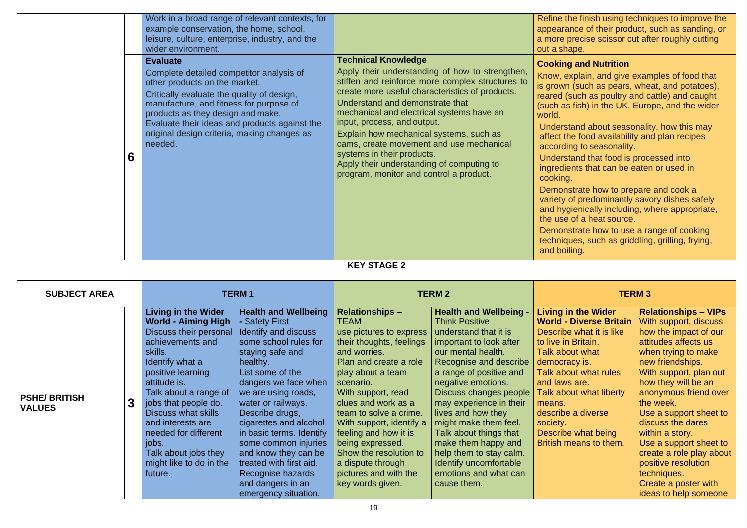| | | | | | | | |
|---|---|---|---|---|---|---|---|
| | | Work in a broad range of relevant contexts, for example conservation, the home, school, leisure, culture, enterprise, industry, and the wider environment. | | | | Refine the finish using techniques to improve the appearance of their product, such as sanding, or a more precise scissor cut after roughly cutting out a shape. | |
| | 6 | **Evaluate**<br>Complete detailed competitor analysis of other products on the market.<br>Critically evaluate the quality of design, manufacture, and fitness for purpose of products as they design and make.<br>Evaluate their ideas and products against the original design criteria, making changes as needed. | | **Technical Knowledge**<br>Apply their understanding of how to strengthen, stiffen and reinforce more complex structures to create more useful characteristics of products.<br>Understand and demonstrate that mechanical and electrical systems have an input, process, and output.<br>Explain how mechanical systems, such as cams, create movement and use mechanical systems in their products.<br>Apply their understanding of computing to program, monitor and control a product. | | **Cooking and Nutrition**<br>Know, explain, and give examples of food that is grown (such as pears, wheat, and potatoes), reared (such as poultry and cattle) and caught (such as fish) in the UK, Europe, and the wider world.<br>Understand about seasonality, how this may affect the food availability and plan recipes according to seasonality.<br>Understand that food is processed into ingredients that can be eaten or used in cooking.<br>Demonstrate how to prepare and cook a variety of predominantly savory dishes safely and hygienically including, where appropriate, the use of a heat source.<br>Demonstrate how to use a range of cooking techniques, such as griddling, grilling, frying, and boiling. | |

**KEY STAGE 2**

| SUBJECT AREA | | TERM 1 | | TERM 2 | | TERM 3 | |
|---|---|---|---|---|---|---|---|
| PSHE/ BRITISH VALUES | 3 | **Living in the Wider World - Aiming High**<br>Discuss their personal achievements and skills.<br>Identify what a positive learning attitude is.<br>Talk about a range of jobs that people do.<br>Discuss what skills and interests are needed for different jobs.<br>Talk about jobs they might like to do in the future. | **Health and Wellbeing** - Safety First<br>Identify and discuss some school rules for staying safe and healthy.<br>List some of the dangers we face when we are using roads, water or railways.<br>Describe drugs, cigarettes and alcohol in basic terms. Identify some common injuries and know they can be treated with first aid.<br>Recognise hazards and dangers in an emergency situation. | **Relationships –** TEAM<br>use pictures to express their thoughts, feelings and worries.<br>Plan and create a role play about a team scenario.<br>With support, read clues and work as a team to solve a crime.<br>With support, identify a feeling and how it is being expressed.<br>Show the resolution to a dispute through pictures and with the key words given. | **Health and Wellbeing -** Think Positive<br>understand that it is important to look after our mental health.<br>Recognise and describe a range of positive and negative emotions.<br>Discuss changes people may experience in their lives and how they might make them feel.<br>Talk about things that make them happy and help them to stay calm.<br>Identify uncomfortable emotions and what can cause them. | **Living in the Wider World - Diverse Britain**<br>Describe what it is like to live in Britain.<br>Talk about what democracy is.<br>Talk about what rules and laws are.<br>Talk about what liberty means.<br>describe a diverse society.<br>Describe what being British means to them. | **Relationships – VIPs**<br>With support, discuss how the impact of our attitudes affects us when trying to make new friendships.<br>With support, plan out how they will be an anonymous friend over the week.<br>Use a support sheet to discuss the dares within a story.<br>Use a support sheet to create a role play about positive resolution techniques.<br>Create a poster with ideas to help someone |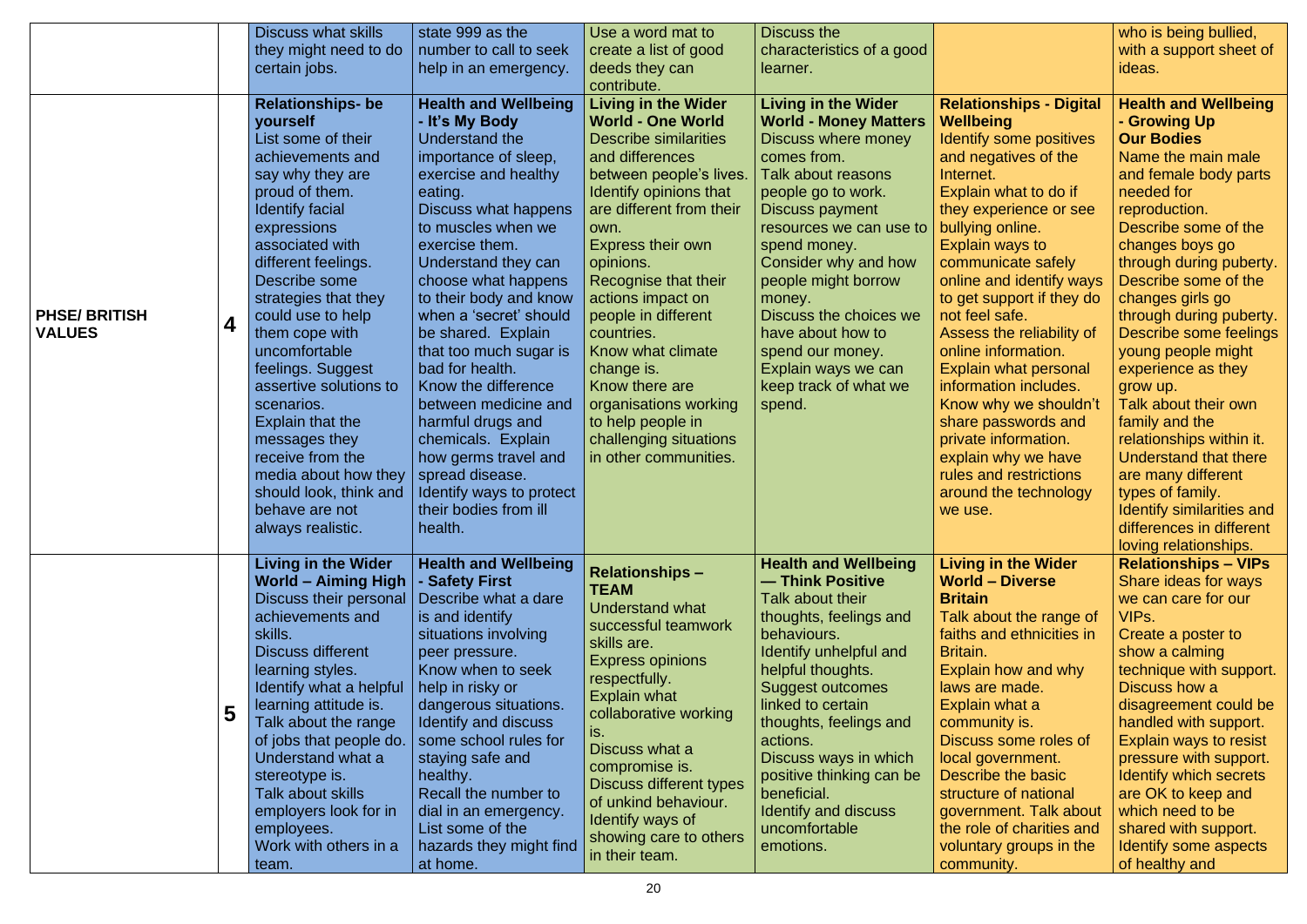| | | | | | | | |
|---|---|---|---|---|---|---|---|
| | | Discuss what skills they might need to do certain jobs. | state 999 as the number to call to seek help in an emergency. | Use a word mat to create a list of good deeds they can contribute. | Discuss the characteristics of a good learner. | | who is being bullied, with a support sheet of ideas. |
| **PHSE/ BRITISH VALUES** | **4** | **Relationships- be yourself** List some of their achievements and say why they are proud of them. Identify facial expressions associated with different feelings. Describe some strategies that they could use to help them cope with uncomfortable feelings. Suggest assertive solutions to scenarios. Explain that the messages they receive from the media about how they should look, think and behave are not always realistic. | **Health and Wellbeing - It's My Body** Understand the importance of sleep, exercise and healthy eating. Discuss what happens to muscles when we exercise them. Understand they can choose what happens to their body and know when a 'secret' should be shared. Explain that too much sugar is bad for health. Know the difference between medicine and harmful drugs and chemicals. Explain how germs travel and spread disease. Identify ways to protect their bodies from ill health. | **Living in the Wider World - One World** Describe similarities and differences between people's lives. Identify opinions that are different from their own. Express their own opinions. Recognise that their actions impact on people in different countries. Know what climate change is. Know there are organisations working to help people in challenging situations in other communities. | **Living in the Wider World - Money Matters** Discuss where money comes from. Talk about reasons people go to work. Discuss payment resources we can use to spend money. Consider why and how people might borrow money. Discuss the choices we have about how to spend our money. Explain ways we can keep track of what we spend. | **Relationships - Digital Wellbeing** Identify some positives and negatives of the Internet. Explain what to do if they experience or see bullying online. Explain ways to communicate safely online and identify ways to get support if they do not feel safe. Assess the reliability of online information. Explain what personal information includes. Know why we shouldn't share passwords and private information. explain why we have rules and restrictions around the technology we use. | **Health and Wellbeing - Growing Up Our Bodies** Name the main male and female body parts needed for reproduction. Describe some of the changes boys go through during puberty. Describe some of the changes girls go through during puberty. Describe some feelings young people might experience as they grow up. Talk about their own family and the relationships within it. Understand that there are many different types of family. Identify similarities and differences in different loving relationships. |
| | **5** | **Living in the Wider World – Aiming High** Discuss their personal achievements and skills. Discuss different learning styles. Identify what a helpful learning attitude is. Talk about the range of jobs that people do. Understand what a stereotype is. Talk about skills employers look for in employees. Work with others in a team. | **Health and Wellbeing - Safety First** Describe what a dare is and identify situations involving peer pressure. Know when to seek help in risky or dangerous situations. Identify and discuss some school rules for staying safe and healthy. Recall the number to dial in an emergency. List some of the hazards they might find at home. | **Relationships – TEAM** Understand what successful teamwork skills are. Express opinions respectfully. Explain what collaborative working is. Discuss what a compromise is. Discuss different types of unkind behaviour. Identify ways of showing care to others in their team. | **Health and Wellbeing — Think Positive** Talk about their thoughts, feelings and behaviours. Identify unhelpful and helpful thoughts. Suggest outcomes linked to certain thoughts, feelings and actions. Discuss ways in which positive thinking can be beneficial. Identify and discuss uncomfortable emotions. | **Living in the Wider World – Diverse Britain** Talk about the range of faiths and ethnicities in Britain. Explain how and why laws are made. Explain what a community is. Discuss some roles of local government. Describe the basic structure of national government. Talk about the role of charities and voluntary groups in the community. | **Relationships – VIPs** Share ideas for ways we can care for our VIPs. Create a poster to show a calming technique with support. Discuss how a disagreement could be handled with support. Explain ways to resist pressure with support. Identify which secrets are OK to keep and which need to be shared with support. Identify some aspects of healthy and |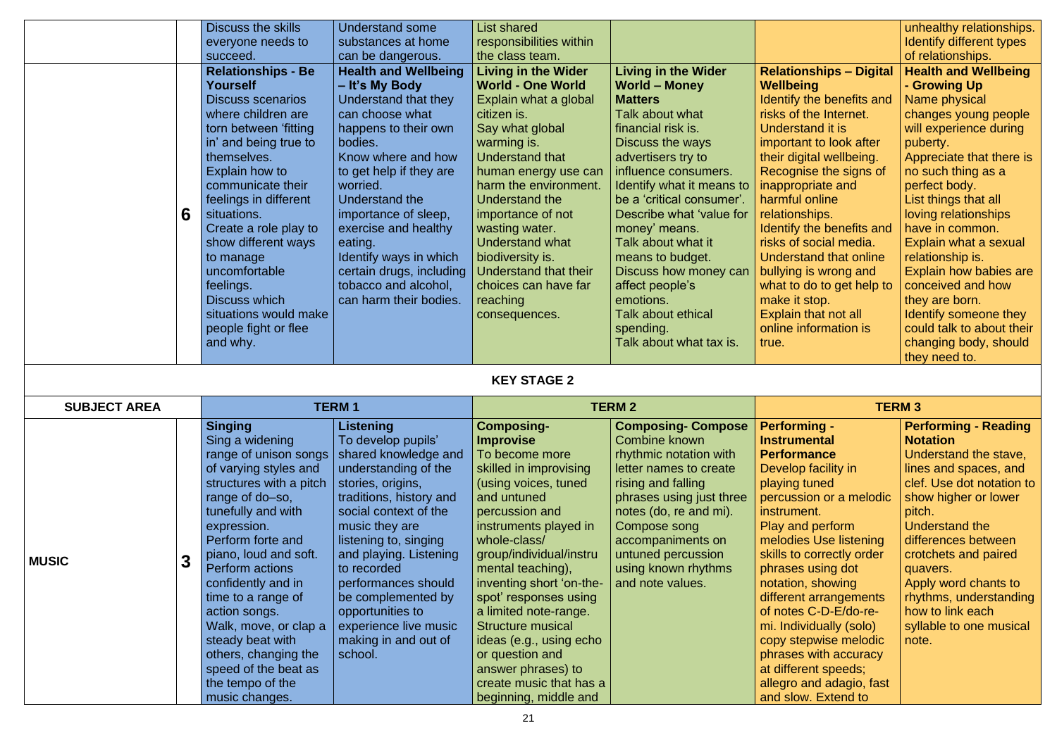| | | | | | | | |
|---|---|---|---|---|---|---|---|
| | | Discuss the skills everyone needs to succeed. | Understand some substances at home can be dangerous. | List shared responsibilities within the class team. | | | unhealthy relationships. Identify different types of relationships. |
| | 6 | **Relationships - Be Yourself** Discuss scenarios where children are torn between 'fitting in' and being true to themselves. Explain how to communicate their feelings in different situations. Create a role play to show different ways to manage uncomfortable feelings. Discuss which situations would make people fight or flee and why. | **Health and Wellbeing – It's My Body** Understand that they can choose what happens to their own bodies. Know where and how to get help if they are worried. Understand the importance of sleep, exercise and healthy eating. Identify ways in which certain drugs, including tobacco and alcohol, can harm their bodies. | **Living in the Wider World - One World** Explain what a global citizen is. Say what global warming is. Understand that human energy use can harm the environment. Understand the importance of not wasting water. Understand what biodiversity is. Understand that their choices can have far reaching consequences. | **Living in the Wider World – Money Matters** Talk about what financial risk is. Discuss the ways advertisers try to influence consumers. Identify what it means to be a 'critical consumer'. Describe what 'value for money' means. Talk about what it means to budget. Discuss how money can affect people's emotions. Talk about ethical spending. Talk about what tax is. | **Relationships – Digital Wellbeing** Identify the benefits and risks of the Internet. Understand it is important to look after their digital wellbeing. Recognise the signs of inappropriate and harmful online relationships. Identify the benefits and risks of social media. Understand that online bullying is wrong and what to do to get help to make it stop. Explain that not all online information is true. | **Health and Wellbeing - Growing Up** Name physical changes young people will experience during puberty. Appreciate that there is no such thing as a perfect body. List things that all loving relationships have in common. Explain what a sexual relationship is. Explain how babies are conceived and how they are born. Identify someone they could talk to about their changing body, should they need to. |

**KEY STAGE 2**

| SUBJECT AREA | | TERM 1 | | TERM 2 | | TERM 3 | |
|---|---|---|---|---|---|---|---|
| MUSIC | 3 | **Singing** Sing a widening range of unison songs of varying styles and structures with a pitch range of do–so, tunefully and with expression. Perform forte and piano, loud and soft. Perform actions confidently and in time to a range of action songs. Walk, move, or clap a steady beat with others, changing the speed of the beat as the tempo of the music changes. | **Listening** To develop pupils' shared knowledge and understanding of the stories, origins, traditions, history and social context of the music they are listening to, singing and playing. Listening to recorded performances should be complemented by opportunities to experience live music making in and out of school. | **Composing- Improvise** To become more skilled in improvising (using voices, tuned and untuned percussion and instruments played in whole-class/ group/individual/instrumental teaching), inventing short 'on-the-spot' responses using a limited note-range. Structure musical ideas (e.g., using echo or question and answer phrases) to create music that has a beginning, middle and | **Composing- Compose** Combine known rhythmic notation with letter names to create rising and falling phrases using just three notes (do, re and mi). Compose song accompaniments on untuned percussion using known rhythms and note values. | **Performing - Instrumental Performance** Develop facility in playing tuned percussion or a melodic instrument. Play and perform melodies Use listening skills to correctly order phrases using dot notation, showing different arrangements of notes C-D-E/do-re-mi. Individually (solo) copy stepwise melodic phrases with accuracy at different speeds; allegro and adagio, fast and slow. Extend to | **Performing - Reading Notation** Understand the stave, lines and spaces, and clef. Use dot notation to show higher or lower pitch. Understand the differences between crotchets and paired quavers. Apply word chants to rhythms, understanding how to link each syllable to one musical note. |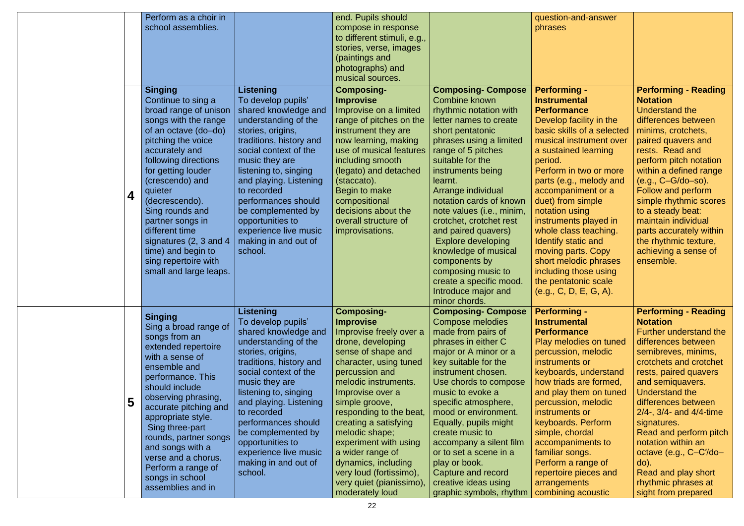| | | | | | | | |
|---|---|---|---|---|---|---|---|
| | | Perform as a choir in school assemblies. | | end. Pupils should compose in response to different stimuli, e.g., stories, verse, images (paintings and photographs) and musical sources. | | question-and-answer phrases | |
| | **4** | **Singing** Continue to sing a broad range of unison songs with the range of an octave (do–do) pitching the voice accurately and following directions for getting louder (crescendo) and quieter (decrescendo). Sing rounds and partner songs in different time signatures (2, 3 and 4 time) and begin to sing repertoire with small and large leaps. | **Listening** To develop pupils' shared knowledge and understanding of the stories, origins, traditions, history and social context of the music they are listening to, singing and playing. Listening to recorded performances should be complemented by opportunities to experience live music making in and out of school. | **Composing- Improvise** Improvise on a limited range of pitches on the instrument they are now learning, making use of musical features including smooth (legato) and detached (staccato). Begin to make compositional decisions about the overall structure of improvisations. | **Composing- Compose** Combine known rhythmic notation with letter names to create short pentatonic phrases using a limited range of 5 pitches suitable for the instruments being learnt. Arrange individual notation cards of known note values (i.e., minim, crotchet, crotchet rest and paired quavers) Explore developing knowledge of musical components by composing music to create a specific mood. Introduce major and minor chords. | **Performing - Instrumental Performance** Develop facility in the basic skills of a selected musical instrument over a sustained learning period. Perform in two or more parts (e.g., melody and accompaniment or a duet) from simple notation using instruments played in whole class teaching. Identify static and moving parts. Copy short melodic phrases including those using the pentatonic scale (e.g., C, D, E, G, A). | **Performing - Reading Notation** Understand the differences between minims, crotchets, paired quavers and rests. Read and perform pitch notation within a defined range (e.g., C–G/do–so). Follow and perform simple rhythmic scores to a steady beat: maintain individual parts accurately within the rhythmic texture, achieving a sense of ensemble. |
| | **5** | **Singing** Sing a broad range of songs from an extended repertoire with a sense of ensemble and performance. This should include observing phrasing, accurate pitching and appropriate style. Sing three-part rounds, partner songs and songs with a verse and a chorus. Perform a range of songs in school assemblies and in | **Listening** To develop pupils' shared knowledge and understanding of the stories, origins, traditions, history and social context of the music they are listening to, singing and playing. Listening to recorded performances should be complemented by opportunities to experience live music making in and out of school. | **Composing- Improvise** Improvise freely over a drone, developing sense of shape and character, using tuned percussion and melodic instruments. Improvise over a simple groove, responding to the beat, creating a satisfying melodic shape; experiment with using a wider range of dynamics, including very loud (fortissimo), very quiet (pianissimo), moderately loud | **Composing- Compose** Compose melodies made from pairs of phrases in either C major or A minor or a key suitable for the instrument chosen. Use chords to compose music to evoke a specific atmosphere, mood or environment. Equally, pupils might create music to accompany a silent film or to set a scene in a play or book. Capture and record creative ideas using graphic symbols, rhythm | **Performing - Instrumental Performance** Play melodies on tuned percussion, melodic instruments or keyboards, understand how triads are formed, and play them on tuned percussion, melodic instruments or keyboards. Perform simple, chordal accompaniments to familiar songs. Perform a range of repertoire pieces and arrangements combining acoustic | **Performing - Reading Notation** Further understand the differences between semibreves, minims, crotchets and crotchet rests, paired quavers and semiquavers. Understand the differences between 2/4-, 3/4- and 4/4-time signatures. Read and perform pitch notation within an octave (e.g., C–C'/do–do). Read and play short rhythmic phrases at sight from prepared |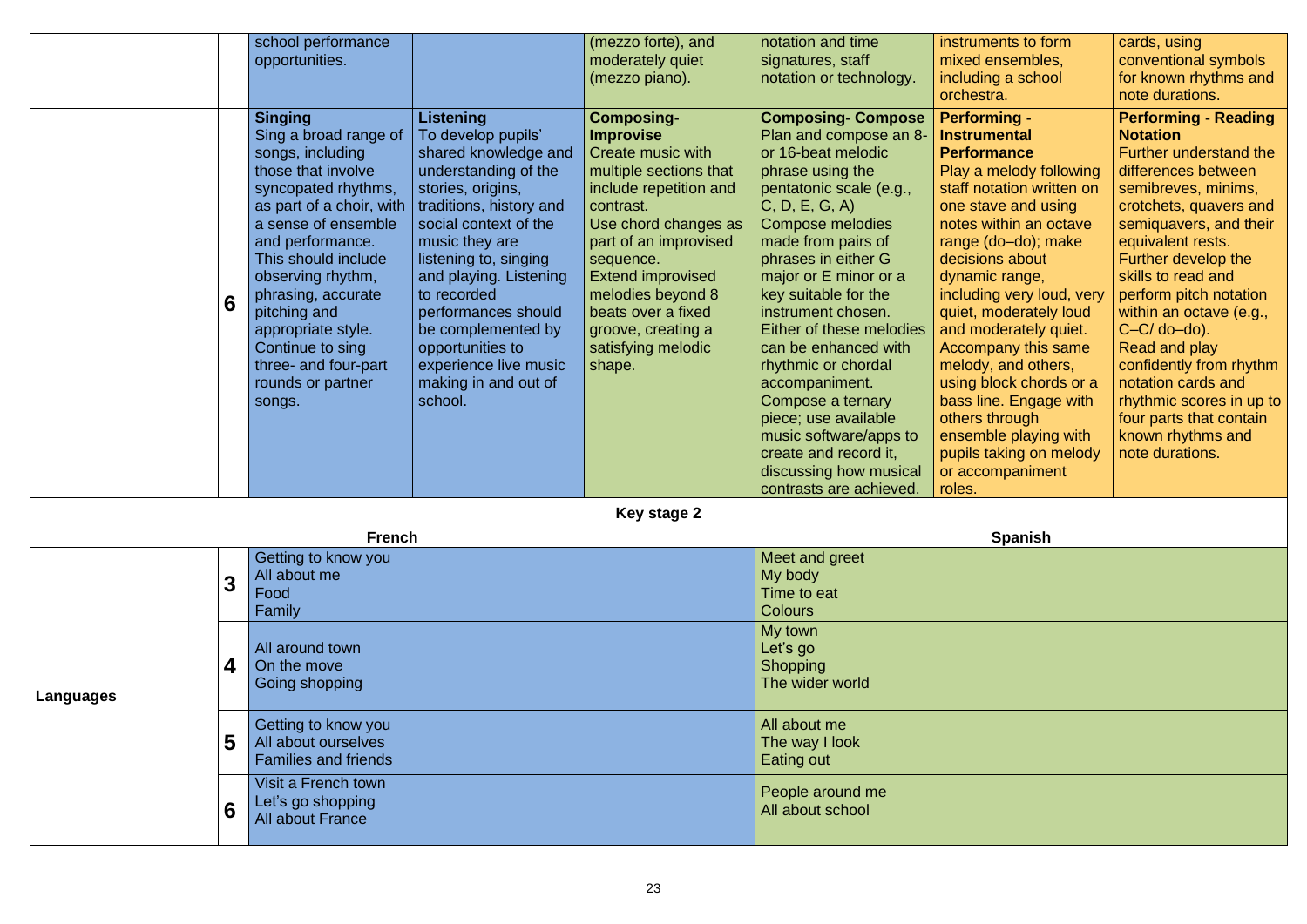| | | | | | | | |
|---|---|---|---|---|---|---|---|
| | | school performance opportunities. | | (mezzo forte), and moderately quiet (mezzo piano). | notation and time signatures, staff notation or technology. | instruments to form mixed ensembles, including a school orchestra. | cards, using conventional symbols for known rhythms and note durations. |
| | 6 | **Singing** Sing a broad range of songs, including those that involve syncopated rhythms, as part of a choir, with a sense of ensemble and performance. This should include observing rhythm, phrasing, accurate pitching and appropriate style. Continue to sing three- and four-part rounds or partner songs. | **Listening** To develop pupils' shared knowledge and understanding of the stories, origins, traditions, history and social context of the music they are listening to, singing and playing. Listening to recorded performances should be complemented by opportunities to experience live music making in and out of school. | **Composing- Improvise** Create music with multiple sections that include repetition and contrast. Use chord changes as part of an improvised sequence. Extend improvised melodies beyond 8 beats over a fixed groove, creating a satisfying melodic shape. | **Composing- Compose** Plan and compose an 8- or 16-beat melodic phrase using the pentatonic scale (e.g., C, D, E, G, A) Compose melodies made from pairs of phrases in either G major or E minor or a key suitable for the instrument chosen. Either of these melodies can be enhanced with rhythmic or chordal accompaniment. Compose a ternary piece; use available music software/apps to create and record it, discussing how musical contrasts are achieved. | **Performing - Instrumental Performance** Play a melody following staff notation written on one stave and using notes within an octave range (do–do); make decisions about dynamic range, including very loud, very quiet, moderately loud and moderately quiet. Accompany this same melody, and others, using block chords or a bass line. Engage with others through ensemble playing with pupils taking on melody or accompaniment roles. | **Performing - Reading Notation** Further understand the differences between semibreves, minims, crotchets, quavers and semiquavers, and their equivalent rests. Further develop the skills to read and perform pitch notation within an octave (e.g., C–C/ do–do). Read and play confidently from rhythm notation cards and rhythmic scores in up to four parts that contain known rhythms and note durations. |

**Key stage 2**

| | | French | Spanish |
|---|---|---|---|
| **Languages** | 3 | Getting to know you<br>All about me<br>Food<br>Family | Meet and greet<br>My body<br>Time to eat<br>Colours |
| | 4 | All around town<br>On the move<br>Going shopping | My town<br>Let's go<br>Shopping<br>The wider world |
| | 5 | Getting to know you<br>All about ourselves<br>Families and friends | All about me<br>The way I look<br>Eating out |
| | 6 | Visit a French town<br>Let's go shopping<br>All about France | People around me<br>All about school |